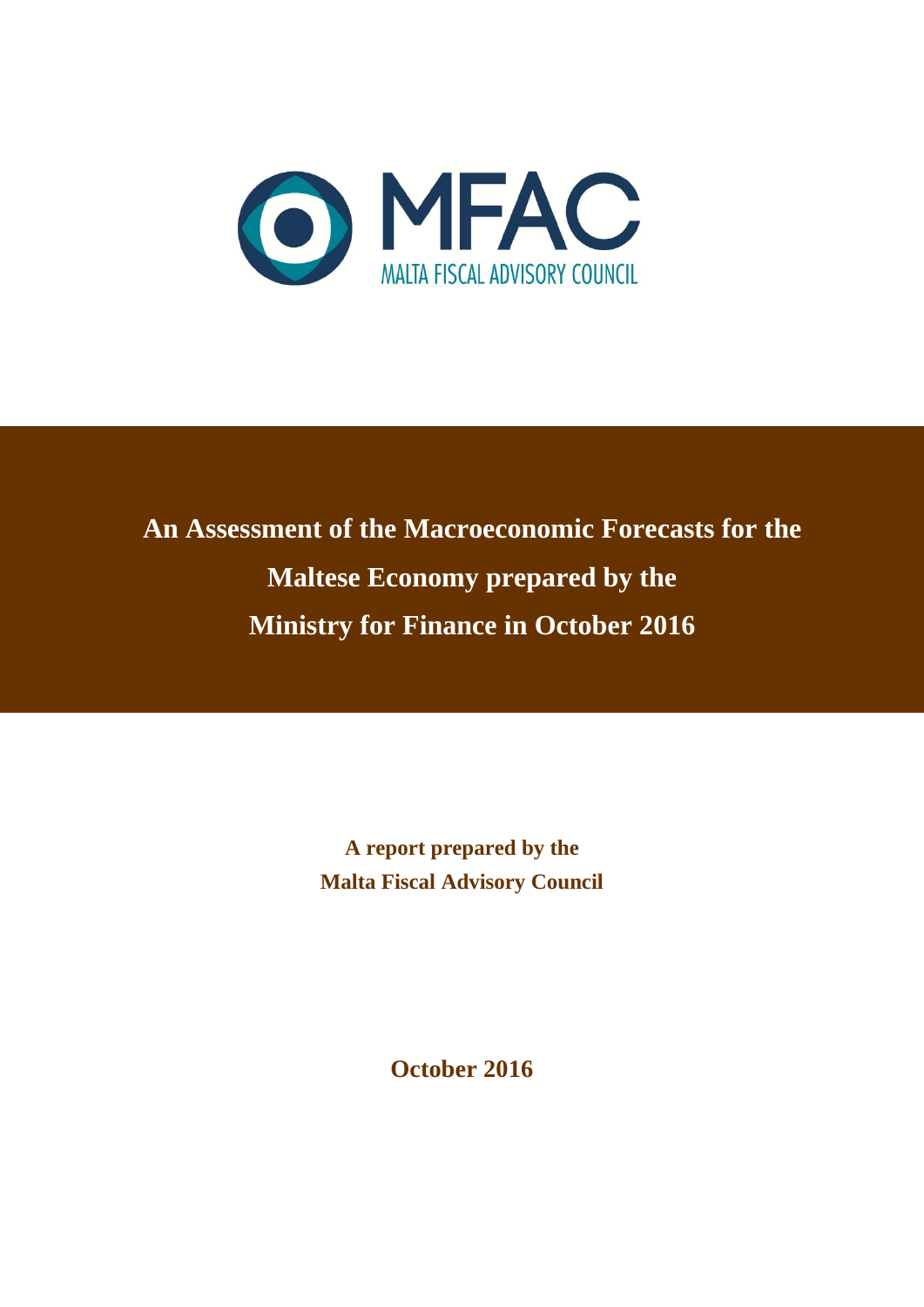MFAC

MALTA FISCAL ADVISORY COUNCIL

# An Assessment of the Macroeconomic Forecasts for the Maltese Economy prepared by the Ministry for Finance in October 2016

**A report prepared by the Malta Fiscal Advisory Council**

**October 2016**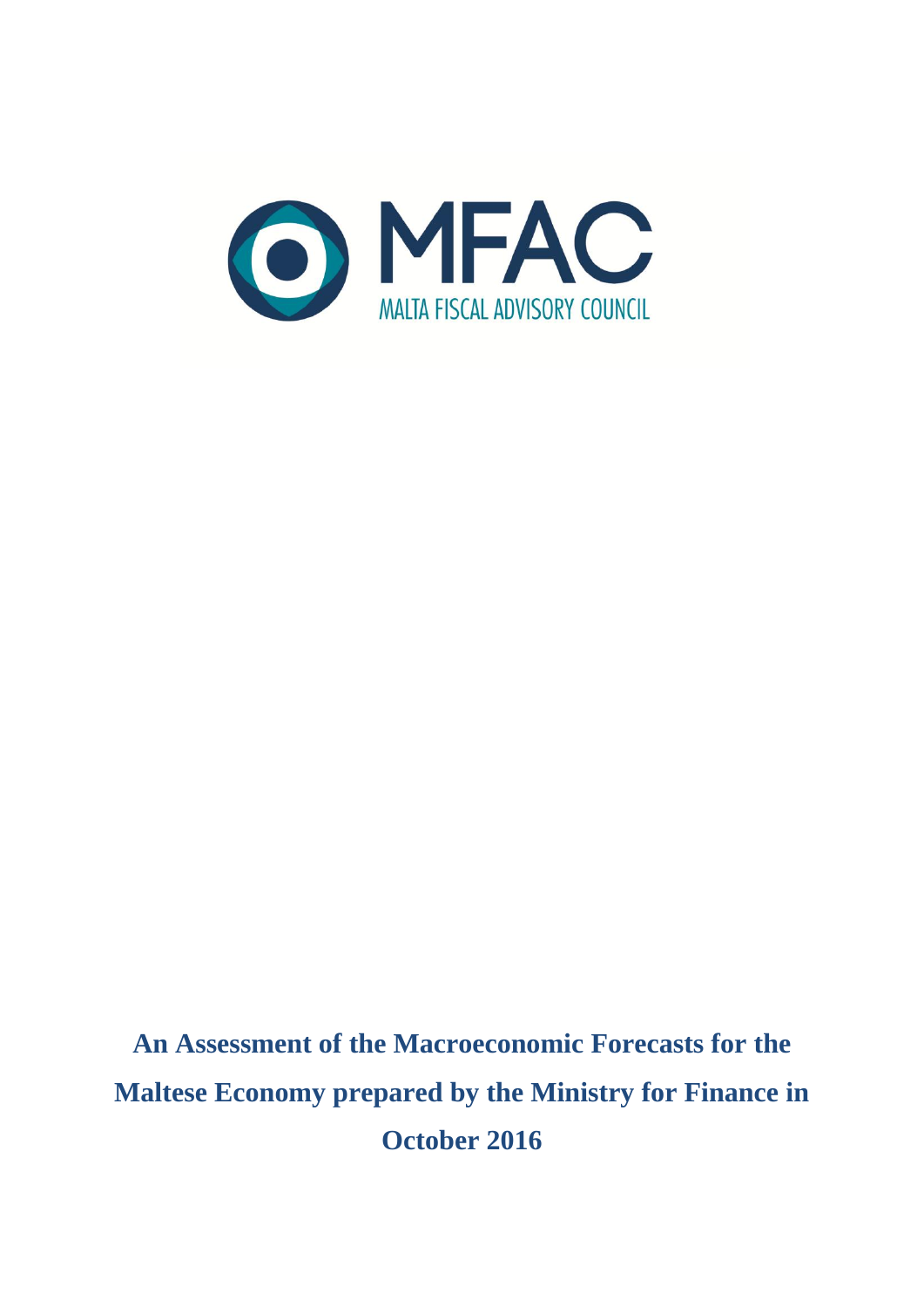MFAC

MALTA FISCAL ADVISORY COUNCIL

**An Assessment of the Macroeconomic Forecasts for the Maltese Economy prepared by the Ministry for Finance in October 2016**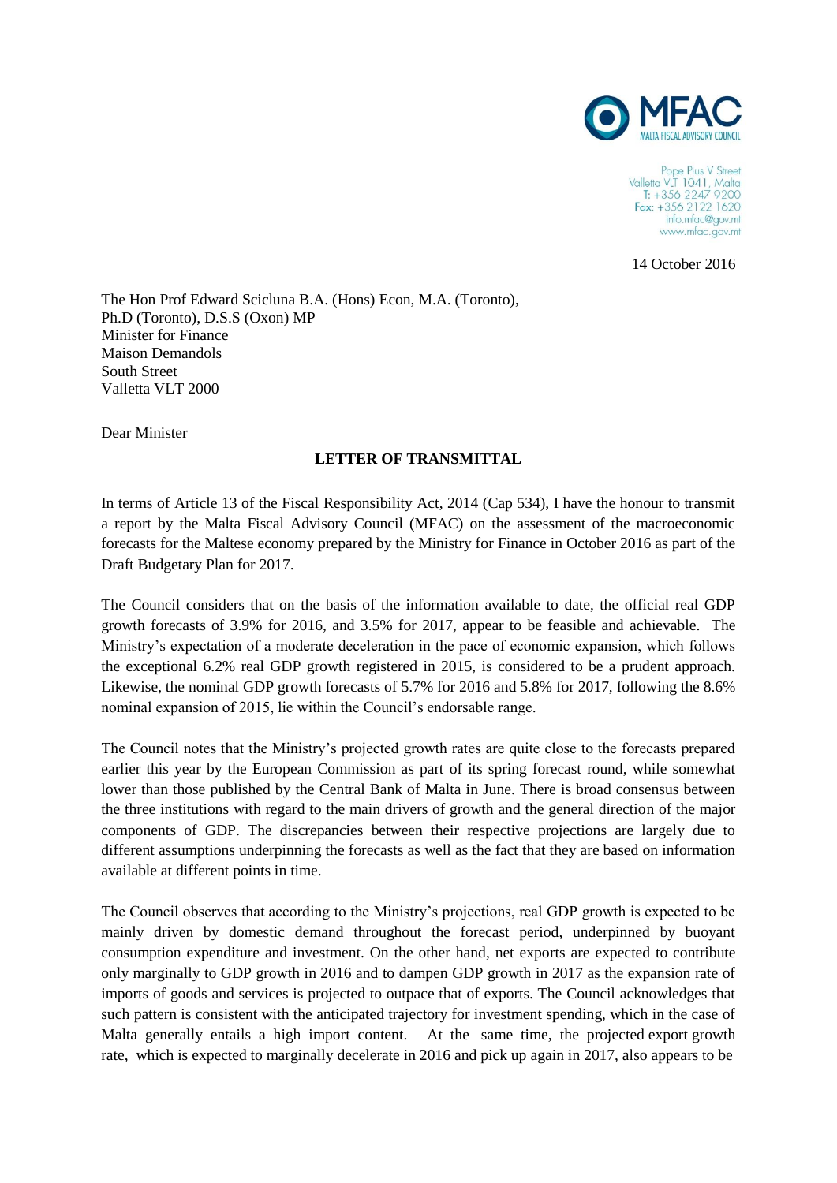MFAC
MALTA FISCAL ADVISORY COUNCIL

Pope Pius V Street
Valletta VLT 1041, Malta
T: +356 2247 9200
Fax: +356 2122 1620
info.mfac@gov.mt
www.mfac.gov.mt

14 October 2016

The Hon Prof Edward Scicluna B.A. (Hons) Econ, M.A. (Toronto), Ph.D (Toronto), D.S.S (Oxon) MP
Minister for Finance
Maison Demandols
South Street
Valletta VLT 2000

Dear Minister

**LETTER OF TRANSMITTAL**

In terms of Article 13 of the Fiscal Responsibility Act, 2014 (Cap 534), I have the honour to transmit a report by the Malta Fiscal Advisory Council (MFAC) on the assessment of the macroeconomic forecasts for the Maltese economy prepared by the Ministry for Finance in October 2016 as part of the Draft Budgetary Plan for 2017.

The Council considers that on the basis of the information available to date, the official real GDP growth forecasts of 3.9% for 2016, and 3.5% for 2017, appear to be feasible and achievable. The Ministry's expectation of a moderate deceleration in the pace of economic expansion, which follows the exceptional 6.2% real GDP growth registered in 2015, is considered to be a prudent approach. Likewise, the nominal GDP growth forecasts of 5.7% for 2016 and 5.8% for 2017, following the 8.6% nominal expansion of 2015, lie within the Council's endorsable range.

The Council notes that the Ministry's projected growth rates are quite close to the forecasts prepared earlier this year by the European Commission as part of its spring forecast round, while somewhat lower than those published by the Central Bank of Malta in June. There is broad consensus between the three institutions with regard to the main drivers of growth and the general direction of the major components of GDP. The discrepancies between their respective projections are largely due to different assumptions underpinning the forecasts as well as the fact that they are based on information available at different points in time.

The Council observes that according to the Ministry's projections, real GDP growth is expected to be mainly driven by domestic demand throughout the forecast period, underpinned by buoyant consumption expenditure and investment. On the other hand, net exports are expected to contribute only marginally to GDP growth in 2016 and to dampen GDP growth in 2017 as the expansion rate of imports of goods and services is projected to outpace that of exports. The Council acknowledges that such pattern is consistent with the anticipated trajectory for investment spending, which in the case of Malta generally entails a high import content. At the same time, the projected export growth rate, which is expected to marginally decelerate in 2016 and pick up again in 2017, also appears to be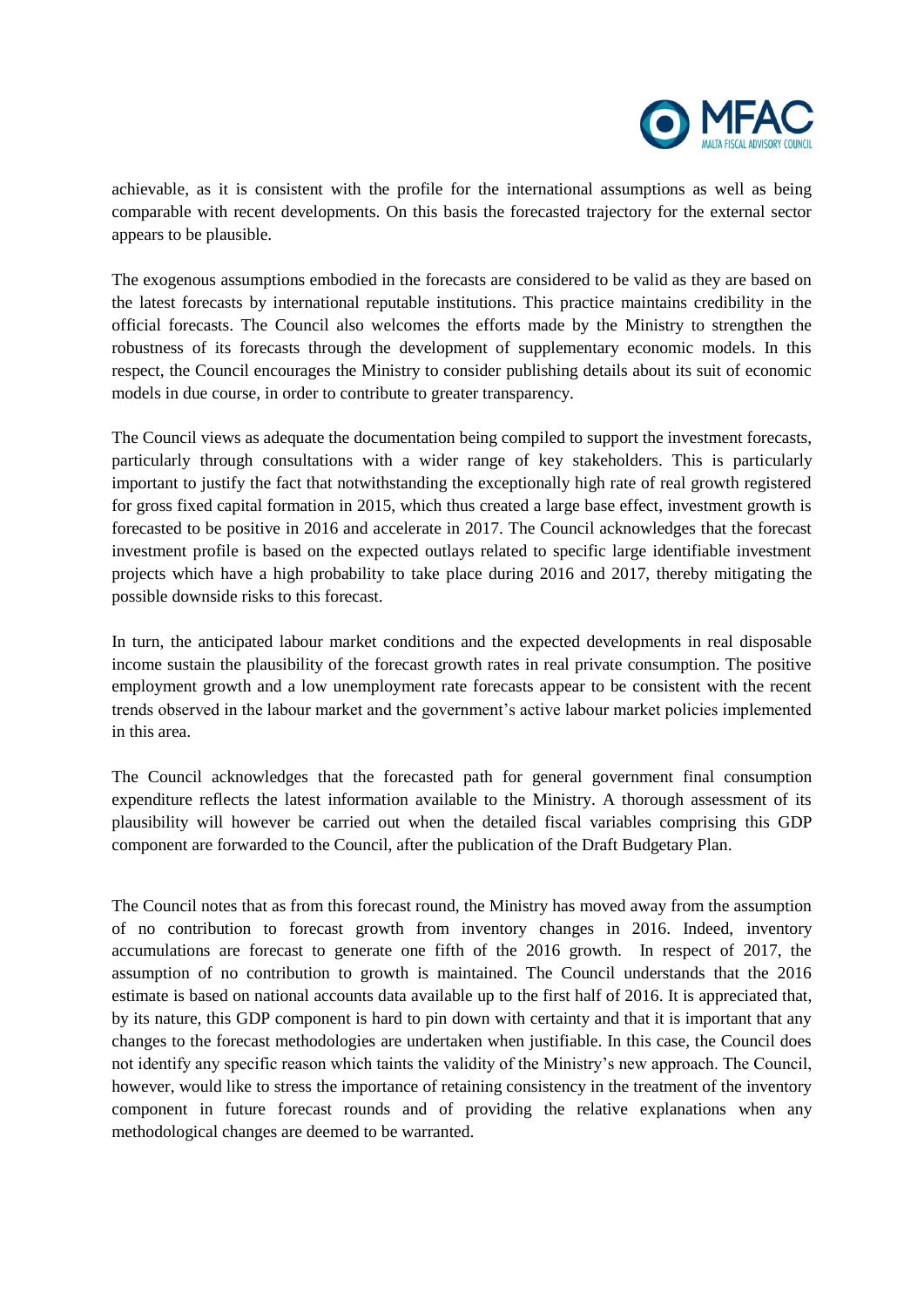achievable, as it is consistent with the profile for the international assumptions as well as being comparable with recent developments. On this basis the forecasted trajectory for the external sector appears to be plausible.

The exogenous assumptions embodied in the forecasts are considered to be valid as they are based on the latest forecasts by international reputable institutions. This practice maintains credibility in the official forecasts. The Council also welcomes the efforts made by the Ministry to strengthen the robustness of its forecasts through the development of supplementary economic models. In this respect, the Council encourages the Ministry to consider publishing details about its suit of economic models in due course, in order to contribute to greater transparency.

The Council views as adequate the documentation being compiled to support the investment forecasts, particularly through consultations with a wider range of key stakeholders. This is particularly important to justify the fact that notwithstanding the exceptionally high rate of real growth registered for gross fixed capital formation in 2015, which thus created a large base effect, investment growth is forecasted to be positive in 2016 and accelerate in 2017. The Council acknowledges that the forecast investment profile is based on the expected outlays related to specific large identifiable investment projects which have a high probability to take place during 2016 and 2017, thereby mitigating the possible downside risks to this forecast.

In turn, the anticipated labour market conditions and the expected developments in real disposable income sustain the plausibility of the forecast growth rates in real private consumption. The positive employment growth and a low unemployment rate forecasts appear to be consistent with the recent trends observed in the labour market and the government's active labour market policies implemented in this area.

The Council acknowledges that the forecasted path for general government final consumption expenditure reflects the latest information available to the Ministry. A thorough assessment of its plausibility will however be carried out when the detailed fiscal variables comprising this GDP component are forwarded to the Council, after the publication of the Draft Budgetary Plan.

The Council notes that as from this forecast round, the Ministry has moved away from the assumption of no contribution to forecast growth from inventory changes in 2016. Indeed, inventory accumulations are forecast to generate one fifth of the 2016 growth. In respect of 2017, the assumption of no contribution to growth is maintained. The Council understands that the 2016 estimate is based on national accounts data available up to the first half of 2016. It is appreciated that, by its nature, this GDP component is hard to pin down with certainty and that it is important that any changes to the forecast methodologies are undertaken when justifiable. In this case, the Council does not identify any specific reason which taints the validity of the Ministry's new approach. The Council, however, would like to stress the importance of retaining consistency in the treatment of the inventory component in future forecast rounds and of providing the relative explanations when any methodological changes are deemed to be warranted.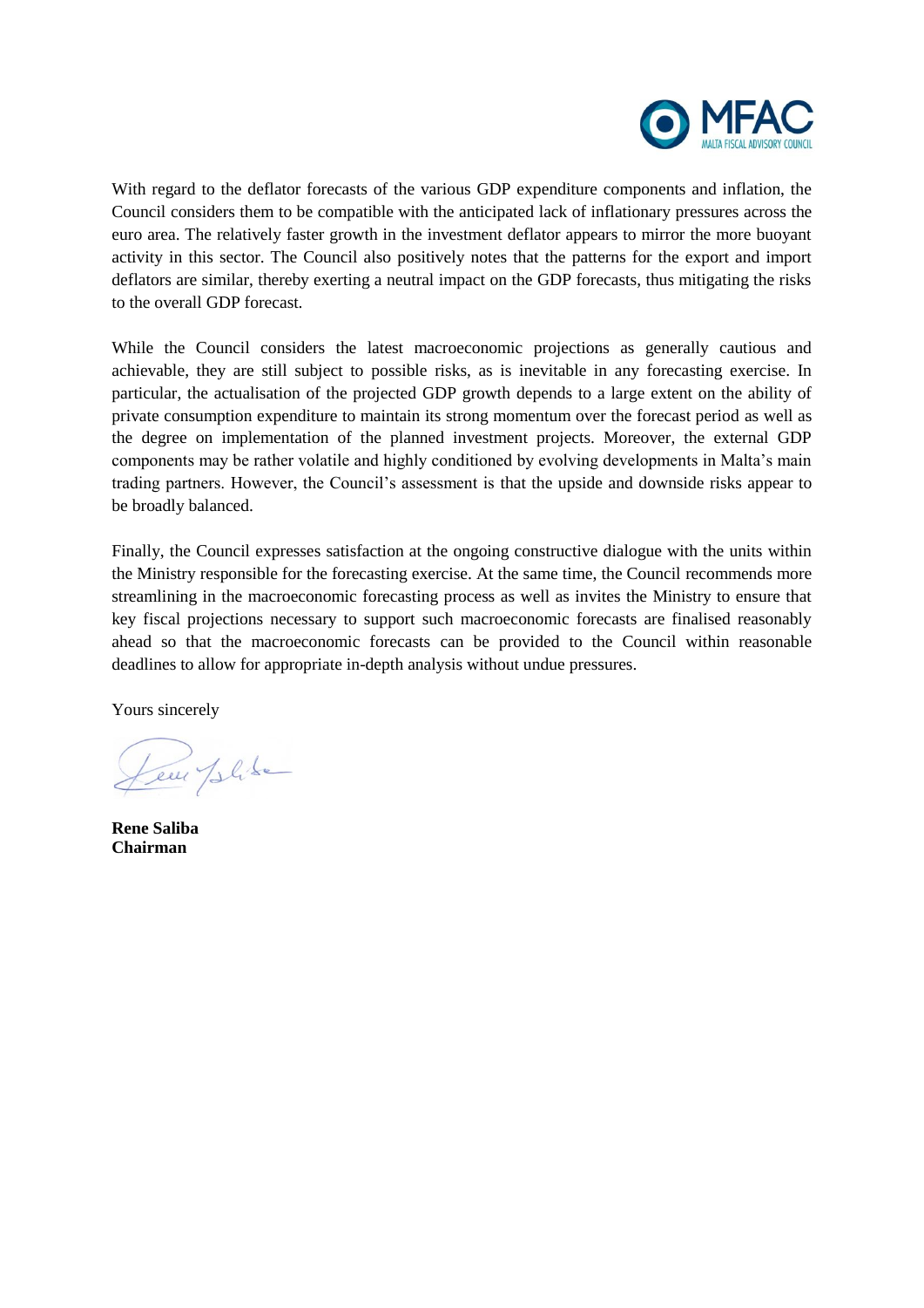With regard to the deflator forecasts of the various GDP expenditure components and inflation, the Council considers them to be compatible with the anticipated lack of inflationary pressures across the euro area. The relatively faster growth in the investment deflator appears to mirror the more buoyant activity in this sector. The Council also positively notes that the patterns for the export and import deflators are similar, thereby exerting a neutral impact on the GDP forecasts, thus mitigating the risks to the overall GDP forecast.

While the Council considers the latest macroeconomic projections as generally cautious and achievable, they are still subject to possible risks, as is inevitable in any forecasting exercise. In particular, the actualisation of the projected GDP growth depends to a large extent on the ability of private consumption expenditure to maintain its strong momentum over the forecast period as well as the degree on implementation of the planned investment projects. Moreover, the external GDP components may be rather volatile and highly conditioned by evolving developments in Malta's main trading partners. However, the Council's assessment is that the upside and downside risks appear to be broadly balanced.

Finally, the Council expresses satisfaction at the ongoing constructive dialogue with the units within the Ministry responsible for the forecasting exercise. At the same time, the Council recommends more streamlining in the macroeconomic forecasting process as well as invites the Ministry to ensure that key fiscal projections necessary to support such macroeconomic forecasts are finalised reasonably ahead so that the macroeconomic forecasts can be provided to the Council within reasonable deadlines to allow for appropriate in-depth analysis without undue pressures.

Yours sincerely

**Rene Saliba**
**Chairman**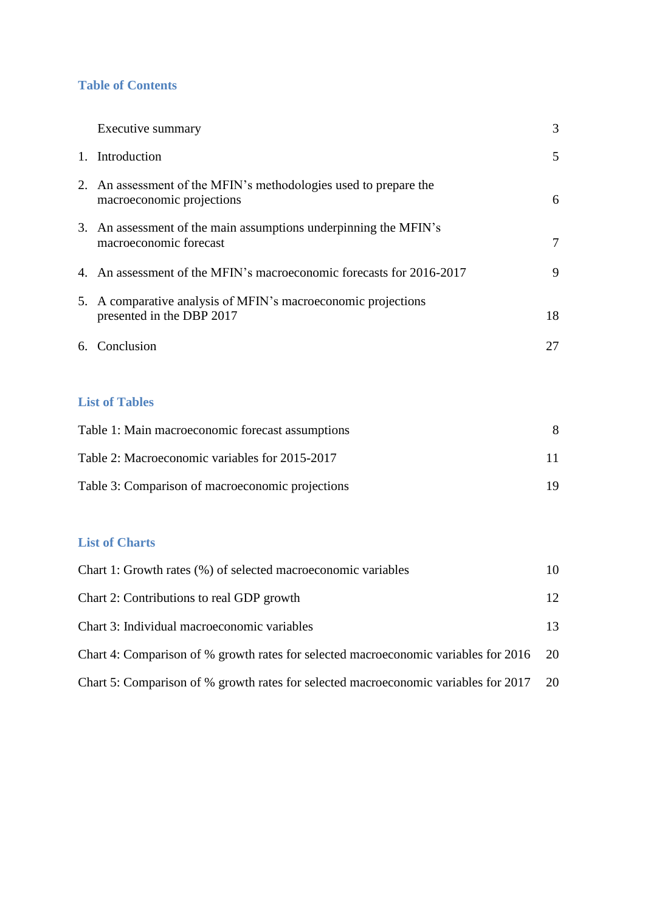## Table of Contents

| | | |
|---|---|---|
| | Executive summary | 3 |
| 1. | Introduction | 5 |
| 2. | An assessment of the MFIN's methodologies used to prepare the macroeconomic projections | 6 |
| 3. | An assessment of the main assumptions underpinning the MFIN's macroeconomic forecast | 7 |
| 4. | An assessment of the MFIN's macroeconomic forecasts for 2016-2017 | 9 |
| 5. | A comparative analysis of MFIN's macroeconomic projections presented in the DBP 2017 | 18 |
| 6. | Conclusion | 27 |

## List of Tables

| | |
|---|---|
| Table 1: Main macroeconomic forecast assumptions | 8 |
| Table 2: Macroeconomic variables for 2015-2017 | 11 |
| Table 3: Comparison of macroeconomic projections | 19 |

## List of Charts

| | |
|---|---|
| Chart 1: Growth rates (%) of selected macroeconomic variables | 10 |
| Chart 2: Contributions to real GDP growth | 12 |
| Chart 3: Individual macroeconomic variables | 13 |
| Chart 4: Comparison of % growth rates for selected macroeconomic variables for 2016 | 20 |
| Chart 5: Comparison of % growth rates for selected macroeconomic variables for 2017 | 20 |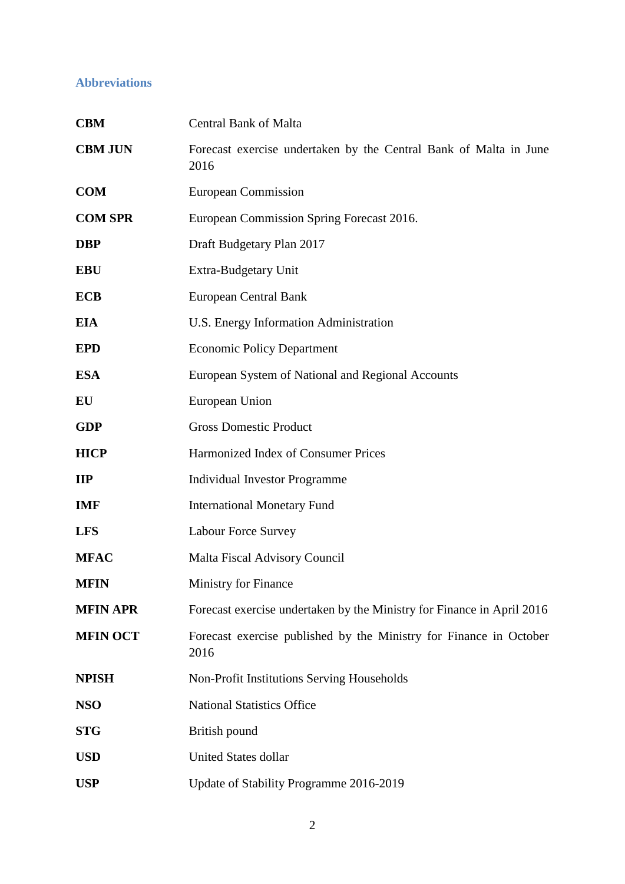## Abbreviations

| | |
|---|---|
| **CBM** | Central Bank of Malta |
| **CBM JUN** | Forecast exercise undertaken by the Central Bank of Malta in June 2016 |
| **COM** | European Commission |
| **COM SPR** | European Commission Spring Forecast 2016. |
| **DBP** | Draft Budgetary Plan 2017 |
| **EBU** | Extra-Budgetary Unit |
| **ECB** | European Central Bank |
| **EIA** | U.S. Energy Information Administration |
| **EPD** | Economic Policy Department |
| **ESA** | European System of National and Regional Accounts |
| **EU** | European Union |
| **GDP** | Gross Domestic Product |
| **HICP** | Harmonized Index of Consumer Prices |
| **IIP** | Individual Investor Programme |
| **IMF** | International Monetary Fund |
| **LFS** | Labour Force Survey |
| **MFAC** | Malta Fiscal Advisory Council |
| **MFIN** | Ministry for Finance |
| **MFIN APR** | Forecast exercise undertaken by the Ministry for Finance in April 2016 |
| **MFIN OCT** | Forecast exercise published by the Ministry for Finance in October 2016 |
| **NPISH** | Non-Profit Institutions Serving Households |
| **NSO** | National Statistics Office |
| **STG** | British pound |
| **USD** | United States dollar |
| **USP** | Update of Stability Programme 2016-2019 |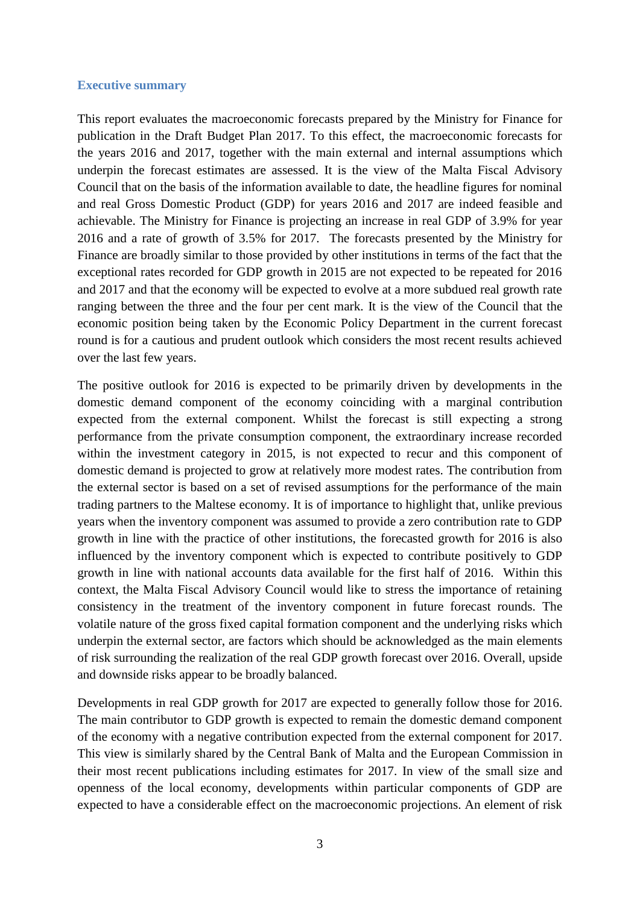## Executive summary

This report evaluates the macroeconomic forecasts prepared by the Ministry for Finance for publication in the Draft Budget Plan 2017. To this effect, the macroeconomic forecasts for the years 2016 and 2017, together with the main external and internal assumptions which underpin the forecast estimates are assessed. It is the view of the Malta Fiscal Advisory Council that on the basis of the information available to date, the headline figures for nominal and real Gross Domestic Product (GDP) for years 2016 and 2017 are indeed feasible and achievable. The Ministry for Finance is projecting an increase in real GDP of 3.9% for year 2016 and a rate of growth of 3.5% for 2017. The forecasts presented by the Ministry for Finance are broadly similar to those provided by other institutions in terms of the fact that the exceptional rates recorded for GDP growth in 2015 are not expected to be repeated for 2016 and 2017 and that the economy will be expected to evolve at a more subdued real growth rate ranging between the three and the four per cent mark. It is the view of the Council that the economic position being taken by the Economic Policy Department in the current forecast round is for a cautious and prudent outlook which considers the most recent results achieved over the last few years.

The positive outlook for 2016 is expected to be primarily driven by developments in the domestic demand component of the economy coinciding with a marginal contribution expected from the external component. Whilst the forecast is still expecting a strong performance from the private consumption component, the extraordinary increase recorded within the investment category in 2015, is not expected to recur and this component of domestic demand is projected to grow at relatively more modest rates. The contribution from the external sector is based on a set of revised assumptions for the performance of the main trading partners to the Maltese economy. It is of importance to highlight that, unlike previous years when the inventory component was assumed to provide a zero contribution rate to GDP growth in line with the practice of other institutions, the forecasted growth for 2016 is also influenced by the inventory component which is expected to contribute positively to GDP growth in line with national accounts data available for the first half of 2016. Within this context, the Malta Fiscal Advisory Council would like to stress the importance of retaining consistency in the treatment of the inventory component in future forecast rounds. The volatile nature of the gross fixed capital formation component and the underlying risks which underpin the external sector, are factors which should be acknowledged as the main elements of risk surrounding the realization of the real GDP growth forecast over 2016. Overall, upside and downside risks appear to be broadly balanced.

Developments in real GDP growth for 2017 are expected to generally follow those for 2016. The main contributor to GDP growth is expected to remain the domestic demand component of the economy with a negative contribution expected from the external component for 2017. This view is similarly shared by the Central Bank of Malta and the European Commission in their most recent publications including estimates for 2017. In view of the small size and openness of the local economy, developments within particular components of GDP are expected to have a considerable effect on the macroeconomic projections. An element of risk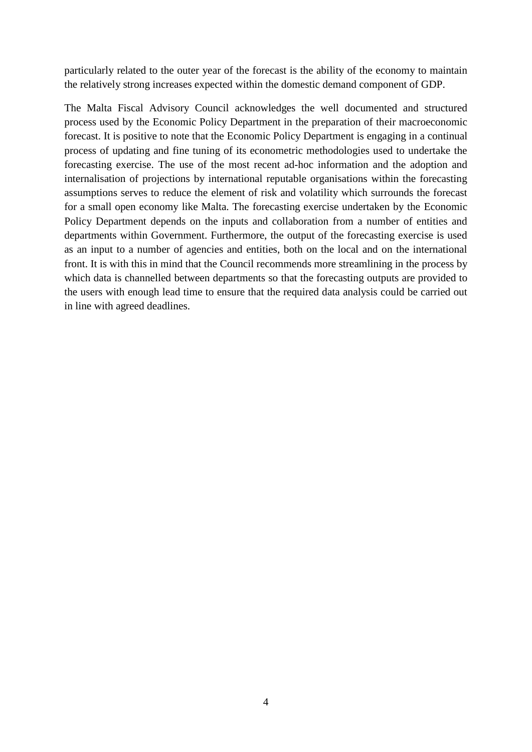particularly related to the outer year of the forecast is the ability of the economy to maintain the relatively strong increases expected within the domestic demand component of GDP.

The Malta Fiscal Advisory Council acknowledges the well documented and structured process used by the Economic Policy Department in the preparation of their macroeconomic forecast. It is positive to note that the Economic Policy Department is engaging in a continual process of updating and fine tuning of its econometric methodologies used to undertake the forecasting exercise. The use of the most recent ad-hoc information and the adoption and internalisation of projections by international reputable organisations within the forecasting assumptions serves to reduce the element of risk and volatility which surrounds the forecast for a small open economy like Malta. The forecasting exercise undertaken by the Economic Policy Department depends on the inputs and collaboration from a number of entities and departments within Government. Furthermore, the output of the forecasting exercise is used as an input to a number of agencies and entities, both on the local and on the international front. It is with this in mind that the Council recommends more streamlining in the process by which data is channelled between departments so that the forecasting outputs are provided to the users with enough lead time to ensure that the required data analysis could be carried out in line with agreed deadlines.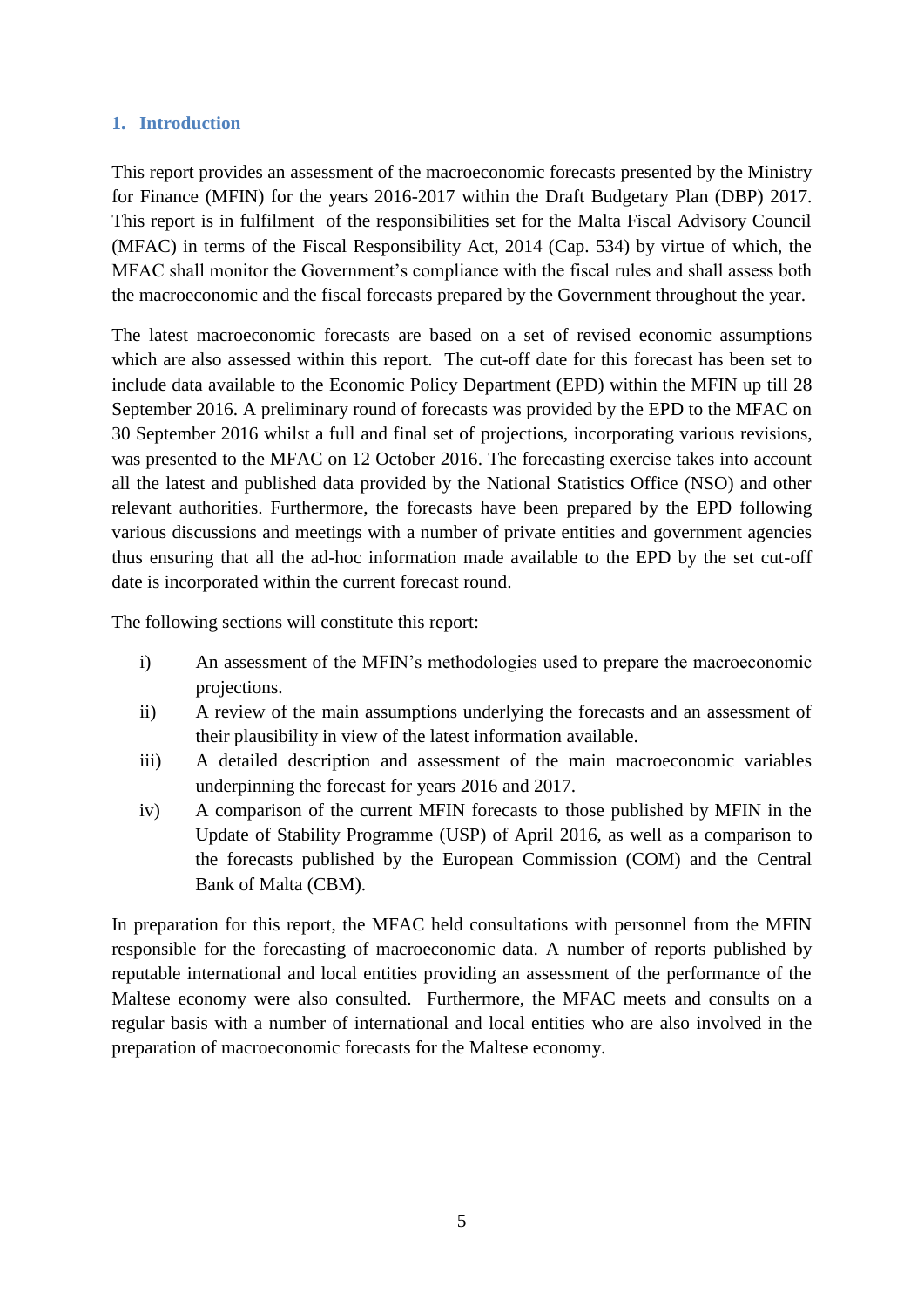## 1. Introduction

This report provides an assessment of the macroeconomic forecasts presented by the Ministry for Finance (MFIN) for the years 2016-2017 within the Draft Budgetary Plan (DBP) 2017. This report is in fulfilment of the responsibilities set for the Malta Fiscal Advisory Council (MFAC) in terms of the Fiscal Responsibility Act, 2014 (Cap. 534) by virtue of which, the MFAC shall monitor the Government's compliance with the fiscal rules and shall assess both the macroeconomic and the fiscal forecasts prepared by the Government throughout the year.

The latest macroeconomic forecasts are based on a set of revised economic assumptions which are also assessed within this report. The cut-off date for this forecast has been set to include data available to the Economic Policy Department (EPD) within the MFIN up till 28 September 2016. A preliminary round of forecasts was provided by the EPD to the MFAC on 30 September 2016 whilst a full and final set of projections, incorporating various revisions, was presented to the MFAC on 12 October 2016. The forecasting exercise takes into account all the latest and published data provided by the National Statistics Office (NSO) and other relevant authorities. Furthermore, the forecasts have been prepared by the EPD following various discussions and meetings with a number of private entities and government agencies thus ensuring that all the ad-hoc information made available to the EPD by the set cut-off date is incorporated within the current forecast round.

The following sections will constitute this report:

i) An assessment of the MFIN's methodologies used to prepare the macroeconomic projections.

ii) A review of the main assumptions underlying the forecasts and an assessment of their plausibility in view of the latest information available.

iii) A detailed description and assessment of the main macroeconomic variables underpinning the forecast for years 2016 and 2017.

iv) A comparison of the current MFIN forecasts to those published by MFIN in the Update of Stability Programme (USP) of April 2016, as well as a comparison to the forecasts published by the European Commission (COM) and the Central Bank of Malta (CBM).

In preparation for this report, the MFAC held consultations with personnel from the MFIN responsible for the forecasting of macroeconomic data. A number of reports published by reputable international and local entities providing an assessment of the performance of the Maltese economy were also consulted. Furthermore, the MFAC meets and consults on a regular basis with a number of international and local entities who are also involved in the preparation of macroeconomic forecasts for the Maltese economy.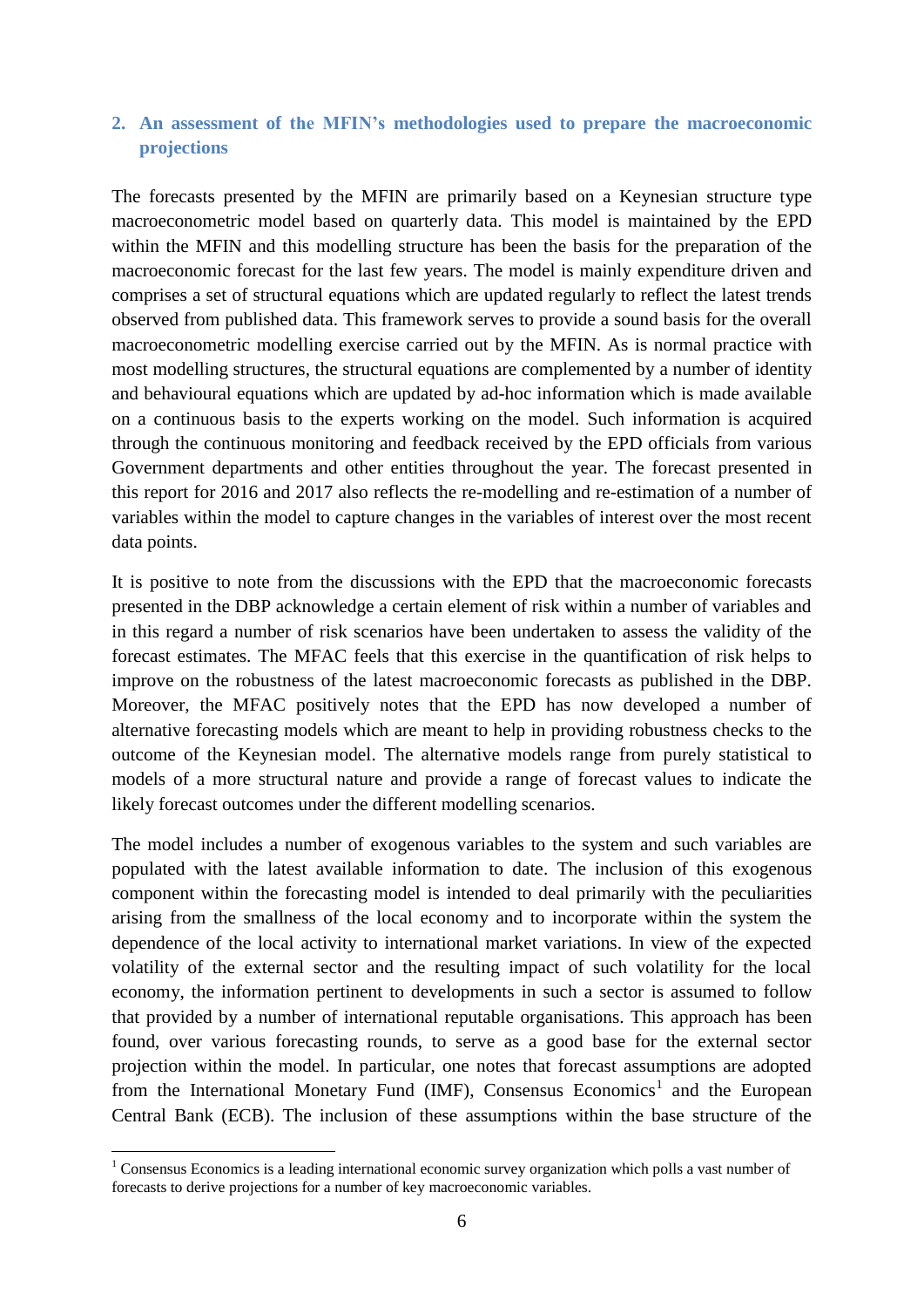## 2. An assessment of the MFIN's methodologies used to prepare the macroeconomic projections

The forecasts presented by the MFIN are primarily based on a Keynesian structure type macroeconometric model based on quarterly data. This model is maintained by the EPD within the MFIN and this modelling structure has been the basis for the preparation of the macroeconomic forecast for the last few years. The model is mainly expenditure driven and comprises a set of structural equations which are updated regularly to reflect the latest trends observed from published data. This framework serves to provide a sound basis for the overall macroeconometric modelling exercise carried out by the MFIN. As is normal practice with most modelling structures, the structural equations are complemented by a number of identity and behavioural equations which are updated by ad-hoc information which is made available on a continuous basis to the experts working on the model. Such information is acquired through the continuous monitoring and feedback received by the EPD officials from various Government departments and other entities throughout the year. The forecast presented in this report for 2016 and 2017 also reflects the re-modelling and re-estimation of a number of variables within the model to capture changes in the variables of interest over the most recent data points.

It is positive to note from the discussions with the EPD that the macroeconomic forecasts presented in the DBP acknowledge a certain element of risk within a number of variables and in this regard a number of risk scenarios have been undertaken to assess the validity of the forecast estimates. The MFAC feels that this exercise in the quantification of risk helps to improve on the robustness of the latest macroeconomic forecasts as published in the DBP. Moreover, the MFAC positively notes that the EPD has now developed a number of alternative forecasting models which are meant to help in providing robustness checks to the outcome of the Keynesian model. The alternative models range from purely statistical to models of a more structural nature and provide a range of forecast values to indicate the likely forecast outcomes under the different modelling scenarios.

The model includes a number of exogenous variables to the system and such variables are populated with the latest available information to date. The inclusion of this exogenous component within the forecasting model is intended to deal primarily with the peculiarities arising from the smallness of the local economy and to incorporate within the system the dependence of the local activity to international market variations. In view of the expected volatility of the external sector and the resulting impact of such volatility for the local economy, the information pertinent to developments in such a sector is assumed to follow that provided by a number of international reputable organisations. This approach has been found, over various forecasting rounds, to serve as a good base for the external sector projection within the model. In particular, one notes that forecast assumptions are adopted from the International Monetary Fund (IMF), Consensus Economics[1] and the European Central Bank (ECB). The inclusion of these assumptions within the base structure of the

[1] Consensus Economics is a leading international economic survey organization which polls a vast number of forecasts to derive projections for a number of key macroeconomic variables.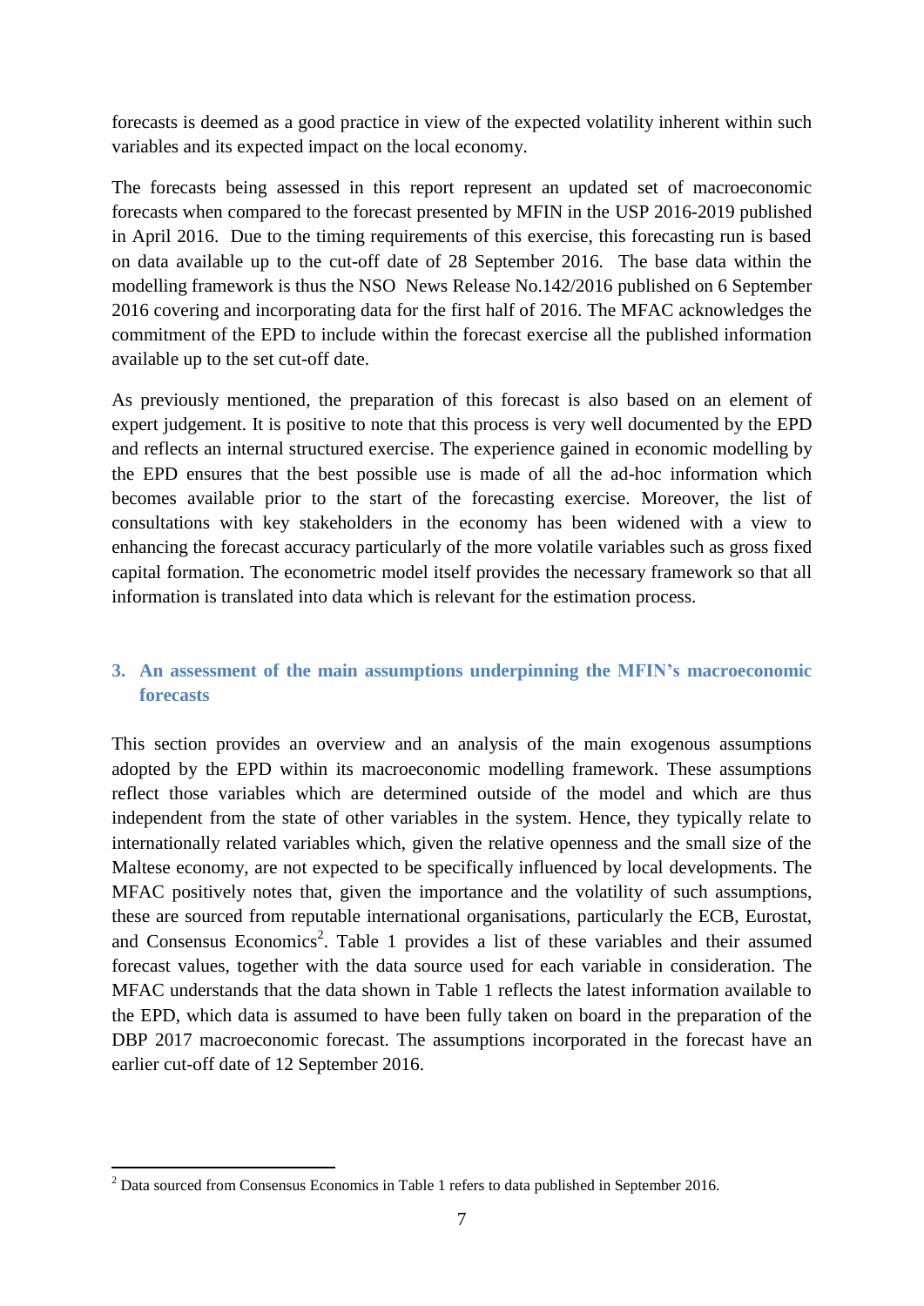forecasts is deemed as a good practice in view of the expected volatility inherent within such variables and its expected impact on the local economy.

The forecasts being assessed in this report represent an updated set of macroeconomic forecasts when compared to the forecast presented by MFIN in the USP 2016-2019 published in April 2016. Due to the timing requirements of this exercise, this forecasting run is based on data available up to the cut-off date of 28 September 2016. The base data within the modelling framework is thus the NSO News Release No.142/2016 published on 6 September 2016 covering and incorporating data for the first half of 2016. The MFAC acknowledges the commitment of the EPD to include within the forecast exercise all the published information available up to the set cut-off date.

As previously mentioned, the preparation of this forecast is also based on an element of expert judgement. It is positive to note that this process is very well documented by the EPD and reflects an internal structured exercise. The experience gained in economic modelling by the EPD ensures that the best possible use is made of all the ad-hoc information which becomes available prior to the start of the forecasting exercise. Moreover, the list of consultations with key stakeholders in the economy has been widened with a view to enhancing the forecast accuracy particularly of the more volatile variables such as gross fixed capital formation. The econometric model itself provides the necessary framework so that all information is translated into data which is relevant for the estimation process.

## 3. An assessment of the main assumptions underpinning the MFIN's macroeconomic forecasts

This section provides an overview and an analysis of the main exogenous assumptions adopted by the EPD within its macroeconomic modelling framework. These assumptions reflect those variables which are determined outside of the model and which are thus independent from the state of other variables in the system. Hence, they typically relate to internationally related variables which, given the relative openness and the small size of the Maltese economy, are not expected to be specifically influenced by local developments. The MFAC positively notes that, given the importance and the volatility of such assumptions, these are sourced from reputable international organisations, particularly the ECB, Eurostat, and Consensus Economics[2]. Table 1 provides a list of these variables and their assumed forecast values, together with the data source used for each variable in consideration. The MFAC understands that the data shown in Table 1 reflects the latest information available to the EPD, which data is assumed to have been fully taken on board in the preparation of the DBP 2017 macroeconomic forecast. The assumptions incorporated in the forecast have an earlier cut-off date of 12 September 2016.

[2] Data sourced from Consensus Economics in Table 1 refers to data published in September 2016.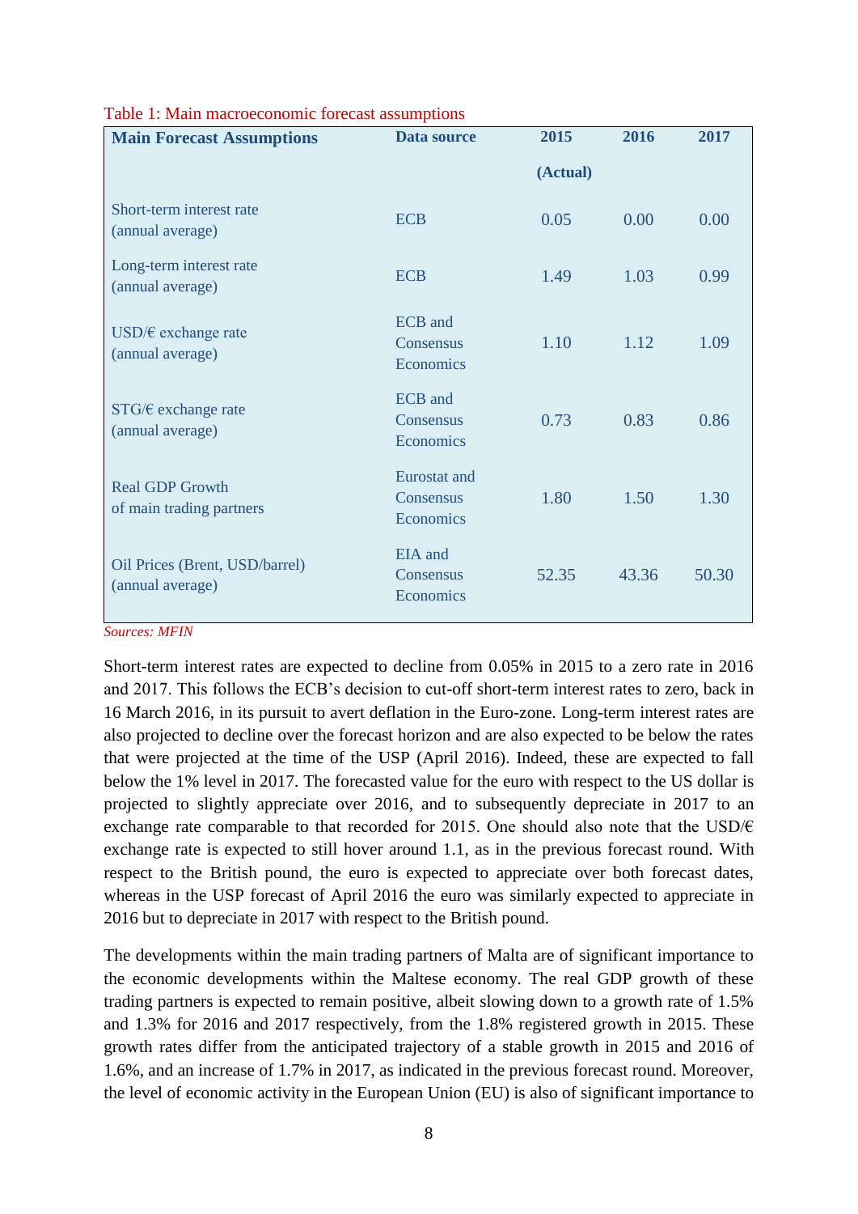Table 1: Main macroeconomic forecast assumptions

| Main Forecast Assumptions | Data source | 2015 (Actual) | 2016 | 2017 |
|---|---|---|---|---|
| Short-term interest rate (annual average) | ECB | 0.05 | 0.00 | 0.00 |
| Long-term interest rate (annual average) | ECB | 1.49 | 1.03 | 0.99 |
| USD/€ exchange rate (annual average) | ECB and Consensus Economics | 1.10 | 1.12 | 1.09 |
| STG/€ exchange rate (annual average) | ECB and Consensus Economics | 0.73 | 0.83 | 0.86 |
| Real GDP Growth of main trading partners | Eurostat and Consensus Economics | 1.80 | 1.50 | 1.30 |
| Oil Prices (Brent, USD/barrel) (annual average) | EIA and Consensus Economics | 52.35 | 43.36 | 50.30 |

*Sources: MFIN*

Short-term interest rates are expected to decline from 0.05% in 2015 to a zero rate in 2016 and 2017. This follows the ECB's decision to cut-off short-term interest rates to zero, back in 16 March 2016, in its pursuit to avert deflation in the Euro-zone. Long-term interest rates are also projected to decline over the forecast horizon and are also expected to be below the rates that were projected at the time of the USP (April 2016). Indeed, these are expected to fall below the 1% level in 2017. The forecasted value for the euro with respect to the US dollar is projected to slightly appreciate over 2016, and to subsequently depreciate in 2017 to an exchange rate comparable to that recorded for 2015. One should also note that the USD/€ exchange rate is expected to still hover around 1.1, as in the previous forecast round. With respect to the British pound, the euro is expected to appreciate over both forecast dates, whereas in the USP forecast of April 2016 the euro was similarly expected to appreciate in 2016 but to depreciate in 2017 with respect to the British pound.

The developments within the main trading partners of Malta are of significant importance to the economic developments within the Maltese economy. The real GDP growth of these trading partners is expected to remain positive, albeit slowing down to a growth rate of 1.5% and 1.3% for 2016 and 2017 respectively, from the 1.8% registered growth in 2015. These growth rates differ from the anticipated trajectory of a stable growth in 2015 and 2016 of 1.6%, and an increase of 1.7% in 2017, as indicated in the previous forecast round. Moreover, the level of economic activity in the European Union (EU) is also of significant importance to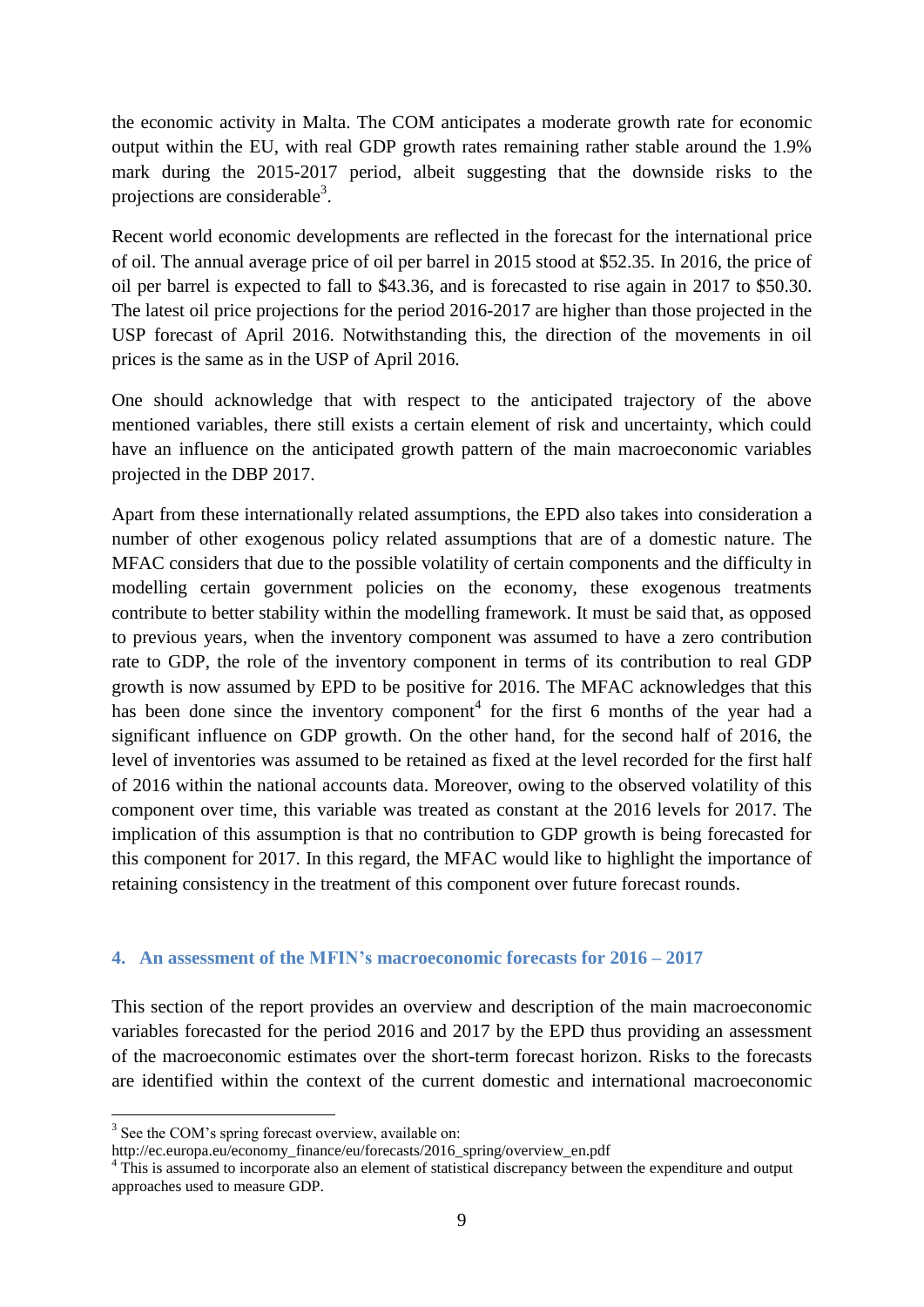the economic activity in Malta. The COM anticipates a moderate growth rate for economic output within the EU, with real GDP growth rates remaining rather stable around the 1.9% mark during the 2015-2017 period, albeit suggesting that the downside risks to the projections are considerable[3].

Recent world economic developments are reflected in the forecast for the international price of oil. The annual average price of oil per barrel in 2015 stood at $52.35. In 2016, the price of oil per barrel is expected to fall to $43.36, and is forecasted to rise again in 2017 to $50.30. The latest oil price projections for the period 2016-2017 are higher than those projected in the USP forecast of April 2016. Notwithstanding this, the direction of the movements in oil prices is the same as in the USP of April 2016.

One should acknowledge that with respect to the anticipated trajectory of the above mentioned variables, there still exists a certain element of risk and uncertainty, which could have an influence on the anticipated growth pattern of the main macroeconomic variables projected in the DBP 2017.

Apart from these internationally related assumptions, the EPD also takes into consideration a number of other exogenous policy related assumptions that are of a domestic nature. The MFAC considers that due to the possible volatility of certain components and the difficulty in modelling certain government policies on the economy, these exogenous treatments contribute to better stability within the modelling framework. It must be said that, as opposed to previous years, when the inventory component was assumed to have a zero contribution rate to GDP, the role of the inventory component in terms of its contribution to real GDP growth is now assumed by EPD to be positive for 2016. The MFAC acknowledges that this has been done since the inventory component[4] for the first 6 months of the year had a significant influence on GDP growth. On the other hand, for the second half of 2016, the level of inventories was assumed to be retained as fixed at the level recorded for the first half of 2016 within the national accounts data. Moreover, owing to the observed volatility of this component over time, this variable was treated as constant at the 2016 levels for 2017. The implication of this assumption is that no contribution to GDP growth is being forecasted for this component for 2017. In this regard, the MFAC would like to highlight the importance of retaining consistency in the treatment of this component over future forecast rounds.

## 4. An assessment of the MFIN's macroeconomic forecasts for 2016 – 2017

This section of the report provides an overview and description of the main macroeconomic variables forecasted for the period 2016 and 2017 by the EPD thus providing an assessment of the macroeconomic estimates over the short-term forecast horizon. Risks to the forecasts are identified within the context of the current domestic and international macroeconomic

---

[3] See the COM's spring forecast overview, available on: http://ec.europa.eu/economy_finance/eu/forecasts/2016_spring/overview_en.pdf

[4] This is assumed to incorporate also an element of statistical discrepancy between the expenditure and output approaches used to measure GDP.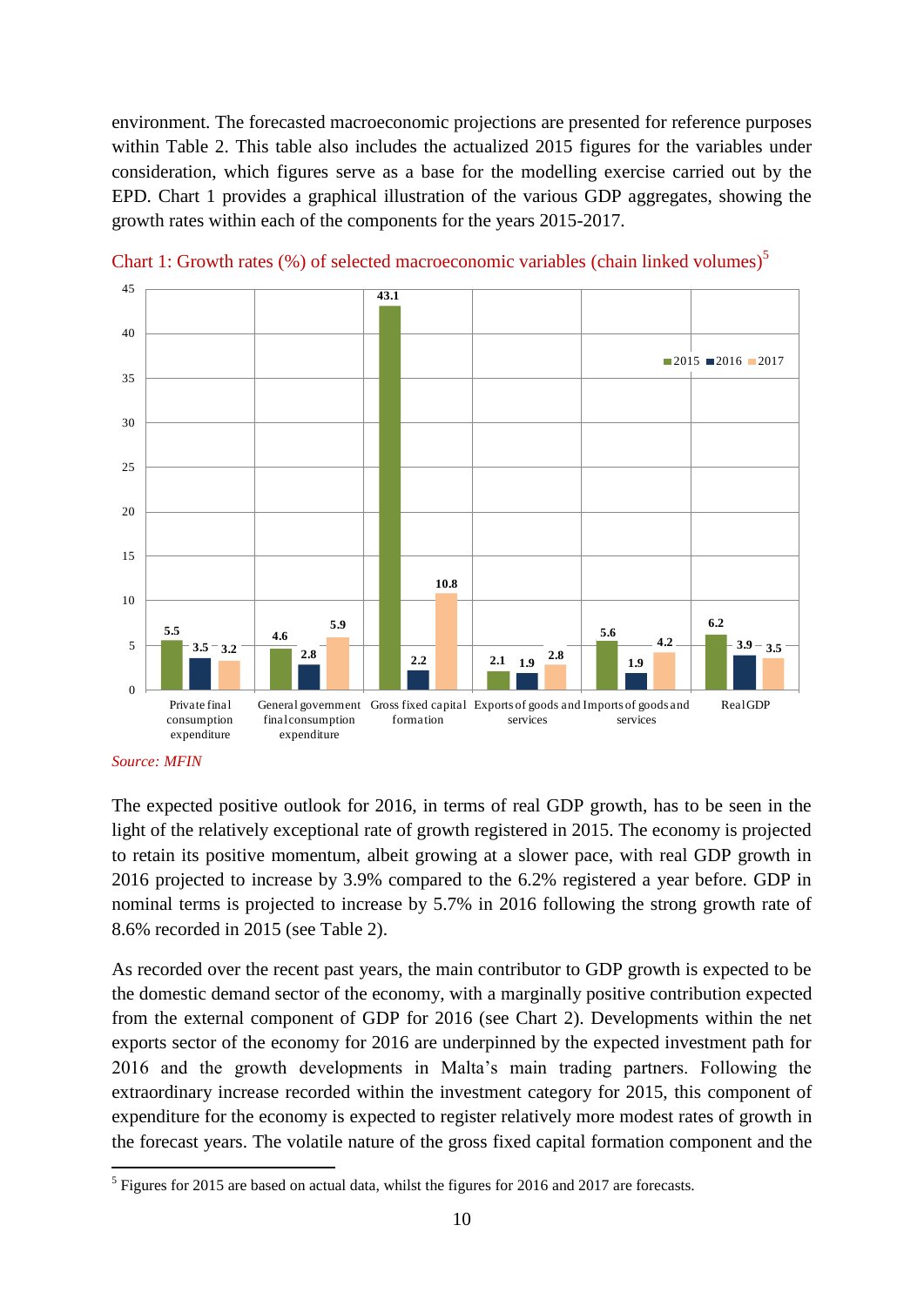environment. The forecasted macroeconomic projections are presented for reference purposes within Table 2. This table also includes the actualized 2015 figures for the variables under consideration, which figures serve as a base for the modelling exercise carried out by the EPD. Chart 1 provides a graphical illustration of the various GDP aggregates, showing the growth rates within each of the components for the years 2015-2017.

Chart 1: Growth rates (%) of selected macroeconomic variables (chain linked volumes)[5]

| | 2015 | 2016 | 2017 |
|---|---|---|---|
| Private final consumption expenditure | 5.5 | 3.5 | 3.2 |
| General government final consumption expenditure | 4.6 | 2.8 | 5.9 |
| Gross fixed capital formation | 43.1 | 2.2 | 10.8 |
| Exports of goods and services | 2.1 | 1.9 | 2.8 |
| Imports of goods and services | 5.6 | 1.9 | 4.2 |
| Real GDP | 6.2 | 3.9 | 3.5 |

*Source: MFIN*

The expected positive outlook for 2016, in terms of real GDP growth, has to be seen in the light of the relatively exceptional rate of growth registered in 2015. The economy is projected to retain its positive momentum, albeit growing at a slower pace, with real GDP growth in 2016 projected to increase by 3.9% compared to the 6.2% registered a year before. GDP in nominal terms is projected to increase by 5.7% in 2016 following the strong growth rate of 8.6% recorded in 2015 (see Table 2).

As recorded over the recent past years, the main contributor to GDP growth is expected to be the domestic demand sector of the economy, with a marginally positive contribution expected from the external component of GDP for 2016 (see Chart 2). Developments within the net exports sector of the economy for 2016 are underpinned by the expected investment path for 2016 and the growth developments in Malta's main trading partners. Following the extraordinary increase recorded within the investment category for 2015, this component of expenditure for the economy is expected to register relatively more modest rates of growth in the forecast years. The volatile nature of the gross fixed capital formation component and the

[5] Figures for 2015 are based on actual data, whilst the figures for 2016 and 2017 are forecasts.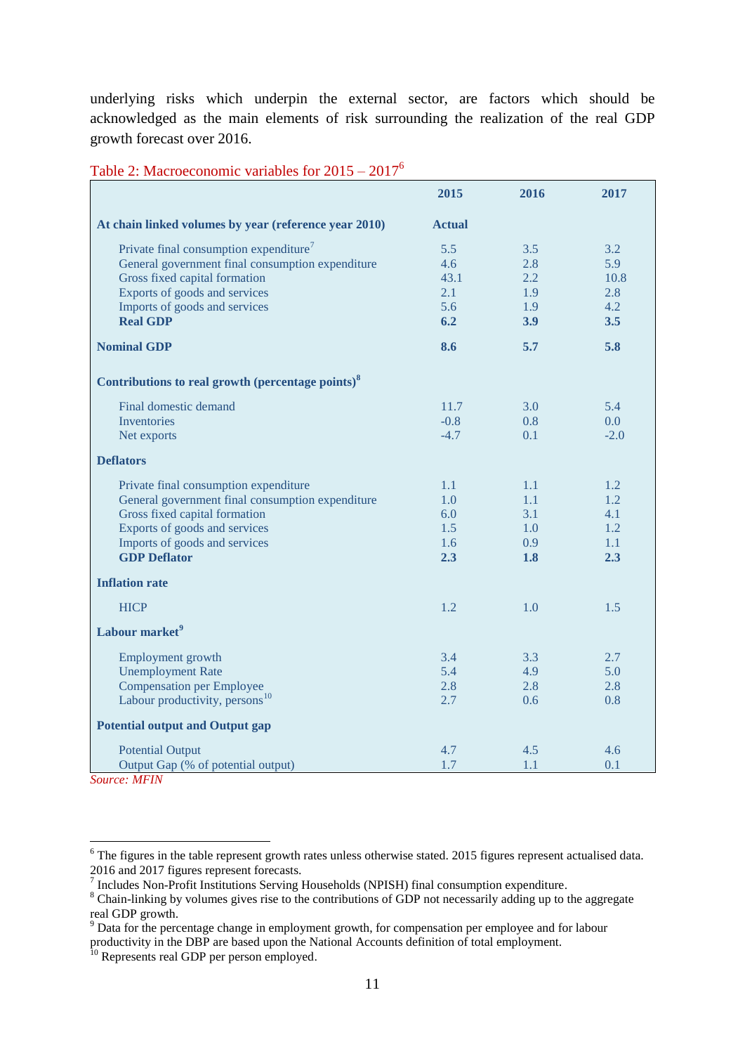underlying risks which underpin the external sector, are factors which should be acknowledged as the main elements of risk surrounding the realization of the real GDP growth forecast over 2016.

Table 2: Macroeconomic variables for 2015 – 2017[6]

| | 2015 | 2016 | 2017 |
|---|---|---|---|
| **At chain linked volumes by year (reference year 2010)** | **Actual** | | |
| Private final consumption expenditure[7] | 5.5 | 3.5 | 3.2 |
| General government final consumption expenditure | 4.6 | 2.8 | 5.9 |
| Gross fixed capital formation | 43.1 | 2.2 | 10.8 |
| Exports of goods and services | 2.1 | 1.9 | 2.8 |
| Imports of goods and services | 5.6 | 1.9 | 4.2 |
| **Real GDP** | **6.2** | **3.9** | **3.5** |
| **Nominal GDP** | **8.6** | **5.7** | **5.8** |
| **Contributions to real growth (percentage points)[8]** | | | |
| Final domestic demand | 11.7 | 3.0 | 5.4 |
| Inventories | -0.8 | 0.8 | 0.0 |
| Net exports | -4.7 | 0.1 | -2.0 |
| **Deflators** | | | |
| Private final consumption expenditure | 1.1 | 1.1 | 1.2 |
| General government final consumption expenditure | 1.0 | 1.1 | 1.2 |
| Gross fixed capital formation | 6.0 | 3.1 | 4.1 |
| Exports of goods and services | 1.5 | 1.0 | 1.2 |
| Imports of goods and services | 1.6 | 0.9 | 1.1 |
| **GDP Deflator** | **2.3** | **1.8** | **2.3** |
| **Inflation rate** | | | |
| HICP | 1.2 | 1.0 | 1.5 |
| **Labour market[9]** | | | |
| Employment growth | 3.4 | 3.3 | 2.7 |
| Unemployment Rate | 5.4 | 4.9 | 5.0 |
| Compensation per Employee | 2.8 | 2.8 | 2.8 |
| Labour productivity, persons[10] | 2.7 | 0.6 | 0.8 |
| **Potential output and Output gap** | | | |
| Potential Output | 4.7 | 4.5 | 4.6 |
| Output Gap (% of potential output) | 1.7 | 1.1 | 0.1 |

*Source: MFIN*

[6] The figures in the table represent growth rates unless otherwise stated. 2015 figures represent actualised data. 2016 and 2017 figures represent forecasts.

[7] Includes Non-Profit Institutions Serving Households (NPISH) final consumption expenditure.

[8] Chain-linking by volumes gives rise to the contributions of GDP not necessarily adding up to the aggregate real GDP growth.

[9] Data for the percentage change in employment growth, for compensation per employee and for labour productivity in the DBP are based upon the National Accounts definition of total employment.

[10] Represents real GDP per person employed.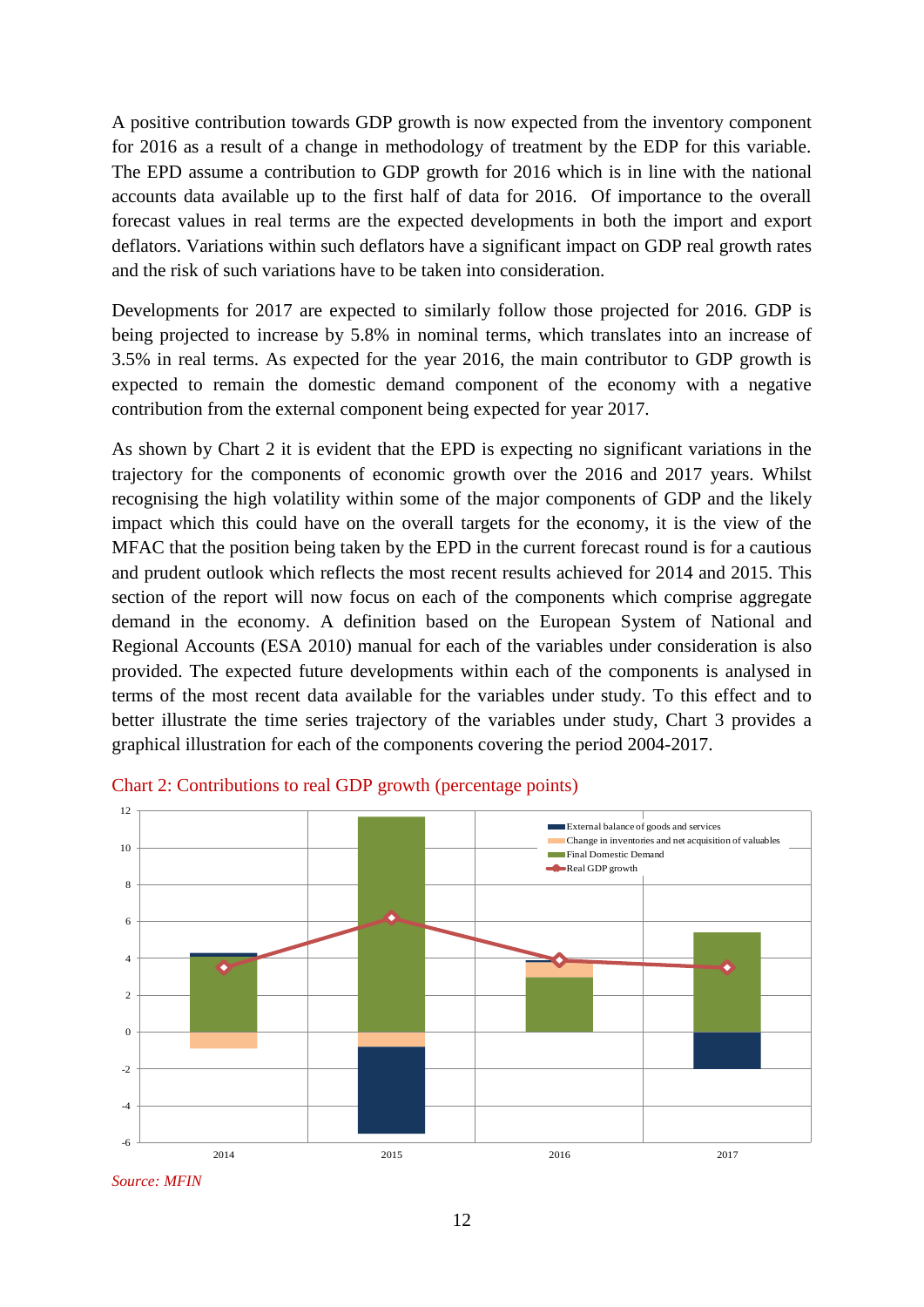A positive contribution towards GDP growth is now expected from the inventory component for 2016 as a result of a change in methodology of treatment by the EDP for this variable. The EPD assume a contribution to GDP growth for 2016 which is in line with the national accounts data available up to the first half of data for 2016. Of importance to the overall forecast values in real terms are the expected developments in both the import and export deflators. Variations within such deflators have a significant impact on GDP real growth rates and the risk of such variations have to be taken into consideration.

Developments for 2017 are expected to similarly follow those projected for 2016. GDP is being projected to increase by 5.8% in nominal terms, which translates into an increase of 3.5% in real terms. As expected for the year 2016, the main contributor to GDP growth is expected to remain the domestic demand component of the economy with a negative contribution from the external component being expected for year 2017.

As shown by Chart 2 it is evident that the EPD is expecting no significant variations in the trajectory for the components of economic growth over the 2016 and 2017 years. Whilst recognising the high volatility within some of the major components of GDP and the likely impact which this could have on the overall targets for the economy, it is the view of the MFAC that the position being taken by the EPD in the current forecast round is for a cautious and prudent outlook which reflects the most recent results achieved for 2014 and 2015. This section of the report will now focus on each of the components which comprise aggregate demand in the economy. A definition based on the European System of National and Regional Accounts (ESA 2010) manual for each of the variables under consideration is also provided. The expected future developments within each of the components is analysed in terms of the most recent data available for the variables under study. To this effect and to better illustrate the time series trajectory of the variables under study, Chart 3 provides a graphical illustration for each of the components covering the period 2004-2017.

Chart 2: Contributions to real GDP growth (percentage points)

*Source: MFIN*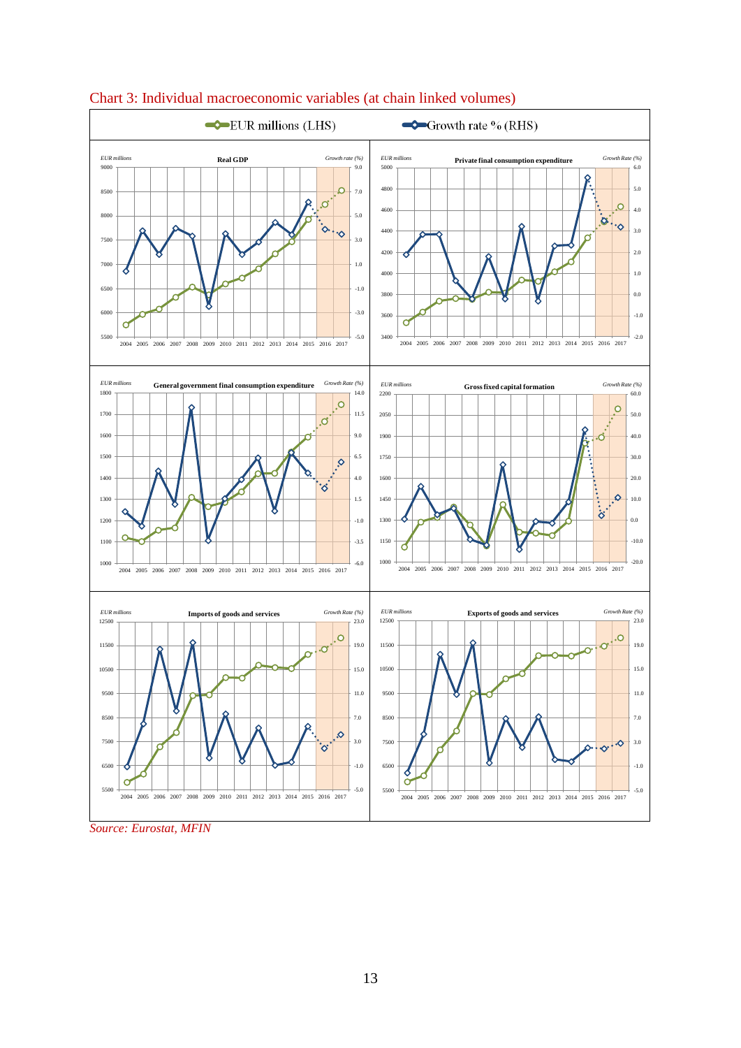Chart 3: Individual macroeconomic variables (at chain linked volumes)

EUR millions (LHS) — Growth rate % (RHS)

Real GDP

Private final consumption expenditure

General government final consumption expenditure

Gross fixed capital formation

Imports of goods and services

Exports of goods and services

*Source: Eurostat, MFIN*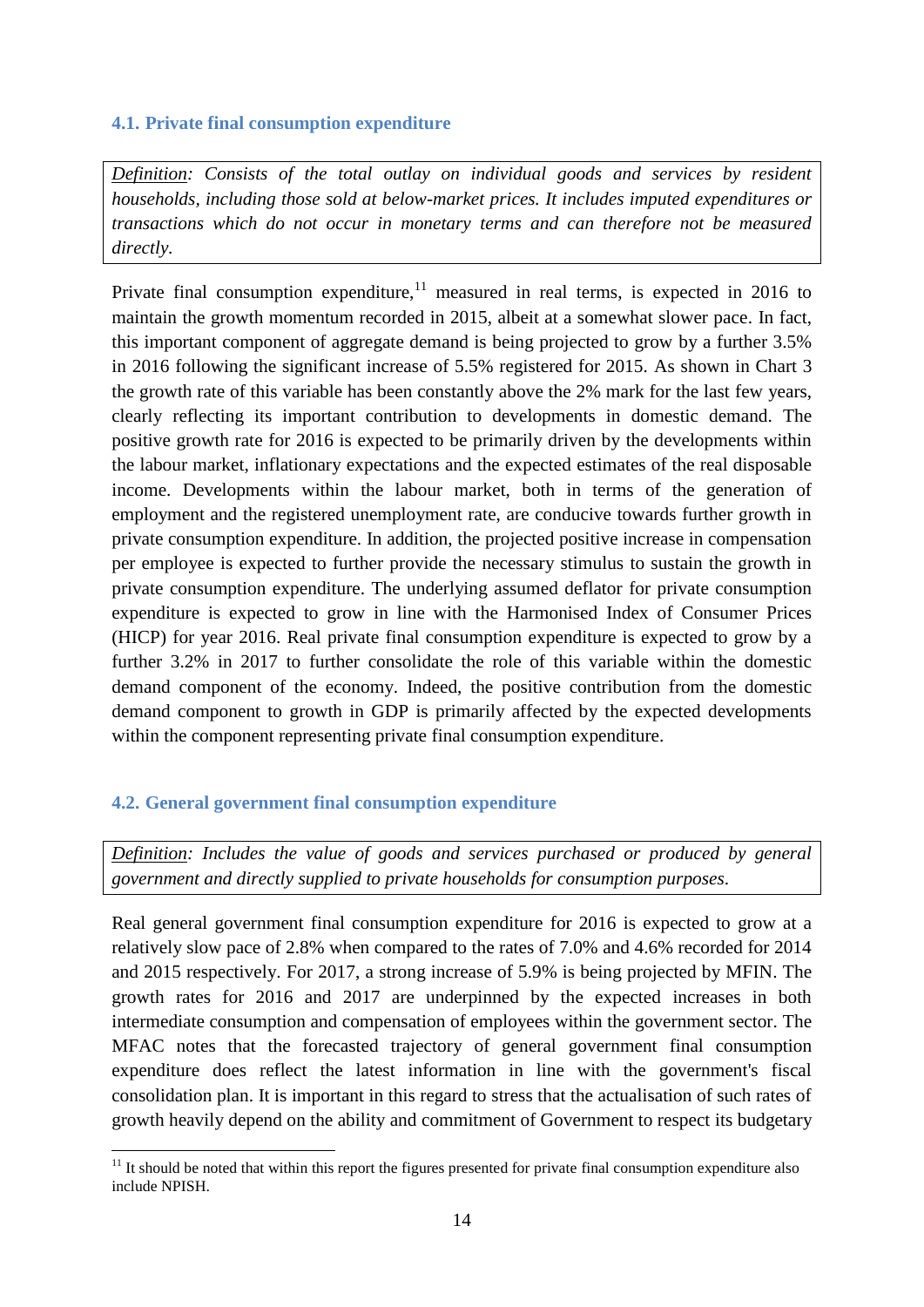### 4.1. Private final consumption expenditure

*Definition: Consists of the total outlay on individual goods and services by resident households, including those sold at below-market prices. It includes imputed expenditures or transactions which do not occur in monetary terms and can therefore not be measured directly.*

Private final consumption expenditure,[11] measured in real terms, is expected in 2016 to maintain the growth momentum recorded in 2015, albeit at a somewhat slower pace. In fact, this important component of aggregate demand is being projected to grow by a further 3.5% in 2016 following the significant increase of 5.5% registered for 2015. As shown in Chart 3 the growth rate of this variable has been constantly above the 2% mark for the last few years, clearly reflecting its important contribution to developments in domestic demand. The positive growth rate for 2016 is expected to be primarily driven by the developments within the labour market, inflationary expectations and the expected estimates of the real disposable income. Developments within the labour market, both in terms of the generation of employment and the registered unemployment rate, are conducive towards further growth in private consumption expenditure. In addition, the projected positive increase in compensation per employee is expected to further provide the necessary stimulus to sustain the growth in private consumption expenditure. The underlying assumed deflator for private consumption expenditure is expected to grow in line with the Harmonised Index of Consumer Prices (HICP) for year 2016. Real private final consumption expenditure is expected to grow by a further 3.2% in 2017 to further consolidate the role of this variable within the domestic demand component of the economy. Indeed, the positive contribution from the domestic demand component to growth in GDP is primarily affected by the expected developments within the component representing private final consumption expenditure.

### 4.2. General government final consumption expenditure

*Definition: Includes the value of goods and services purchased or produced by general government and directly supplied to private households for consumption purposes.*

Real general government final consumption expenditure for 2016 is expected to grow at a relatively slow pace of 2.8% when compared to the rates of 7.0% and 4.6% recorded for 2014 and 2015 respectively. For 2017, a strong increase of 5.9% is being projected by MFIN. The growth rates for 2016 and 2017 are underpinned by the expected increases in both intermediate consumption and compensation of employees within the government sector. The MFAC notes that the forecasted trajectory of general government final consumption expenditure does reflect the latest information in line with the government's fiscal consolidation plan. It is important in this regard to stress that the actualisation of such rates of growth heavily depend on the ability and commitment of Government to respect its budgetary

[11] It should be noted that within this report the figures presented for private final consumption expenditure also include NPISH.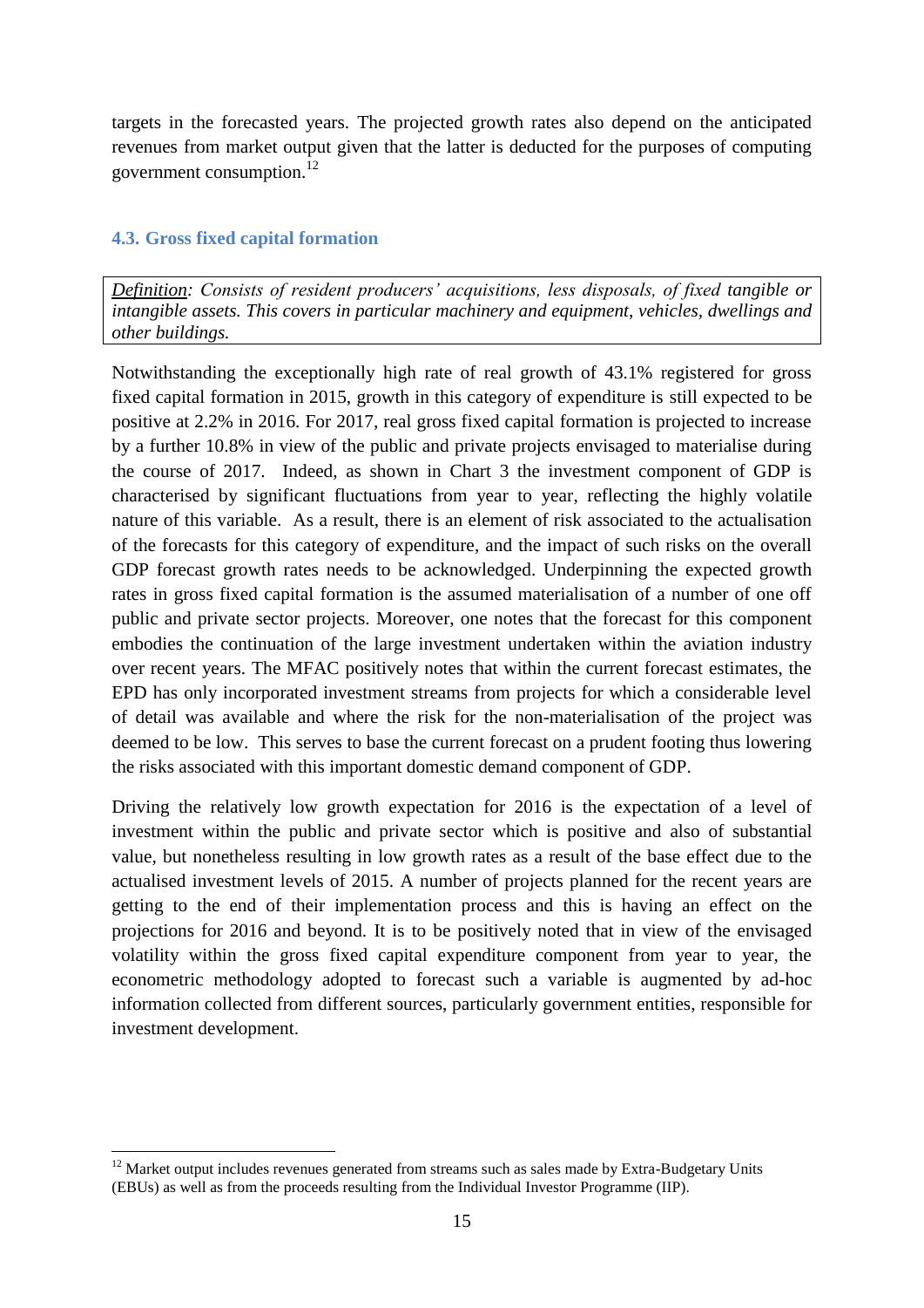targets in the forecasted years. The projected growth rates also depend on the anticipated revenues from market output given that the latter is deducted for the purposes of computing government consumption.[12]

### 4.3. Gross fixed capital formation

*__Definition__: Consists of resident producers' acquisitions, less disposals, of fixed tangible or intangible assets. This covers in particular machinery and equipment, vehicles, dwellings and other buildings.*

Notwithstanding the exceptionally high rate of real growth of 43.1% registered for gross fixed capital formation in 2015, growth in this category of expenditure is still expected to be positive at 2.2% in 2016. For 2017, real gross fixed capital formation is projected to increase by a further 10.8% in view of the public and private projects envisaged to materialise during the course of 2017. Indeed, as shown in Chart 3 the investment component of GDP is characterised by significant fluctuations from year to year, reflecting the highly volatile nature of this variable. As a result, there is an element of risk associated to the actualisation of the forecasts for this category of expenditure, and the impact of such risks on the overall GDP forecast growth rates needs to be acknowledged. Underpinning the expected growth rates in gross fixed capital formation is the assumed materialisation of a number of one off public and private sector projects. Moreover, one notes that the forecast for this component embodies the continuation of the large investment undertaken within the aviation industry over recent years. The MFAC positively notes that within the current forecast estimates, the EPD has only incorporated investment streams from projects for which a considerable level of detail was available and where the risk for the non-materialisation of the project was deemed to be low. This serves to base the current forecast on a prudent footing thus lowering the risks associated with this important domestic demand component of GDP.

Driving the relatively low growth expectation for 2016 is the expectation of a level of investment within the public and private sector which is positive and also of substantial value, but nonetheless resulting in low growth rates as a result of the base effect due to the actualised investment levels of 2015. A number of projects planned for the recent years are getting to the end of their implementation process and this is having an effect on the projections for 2016 and beyond. It is to be positively noted that in view of the envisaged volatility within the gross fixed capital expenditure component from year to year, the econometric methodology adopted to forecast such a variable is augmented by ad-hoc information collected from different sources, particularly government entities, responsible for investment development.

[12] Market output includes revenues generated from streams such as sales made by Extra-Budgetary Units (EBUs) as well as from the proceeds resulting from the Individual Investor Programme (IIP).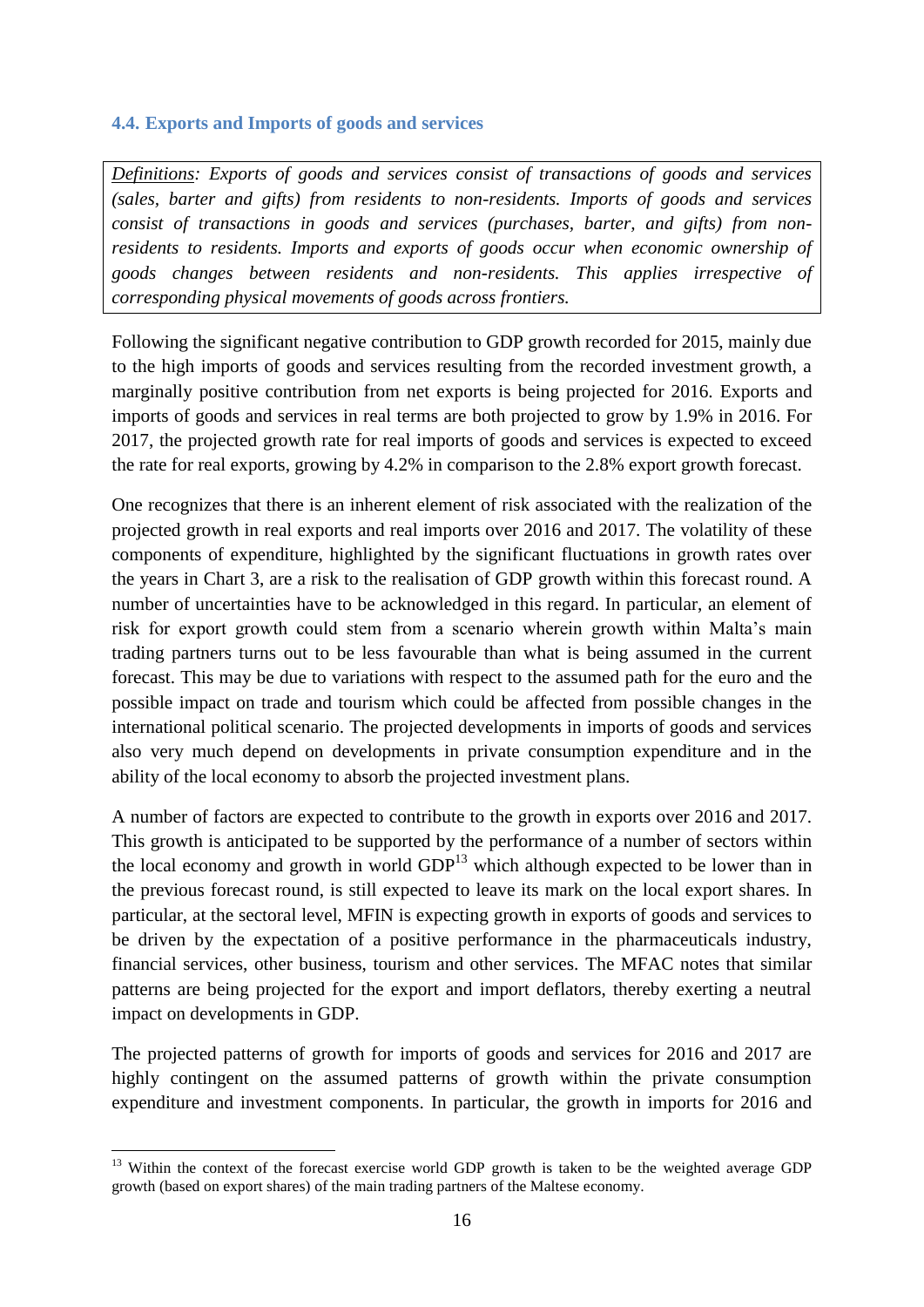### 4.4. Exports and Imports of goods and services

*Definitions: Exports of goods and services consist of transactions of goods and services (sales, barter and gifts) from residents to non-residents. Imports of goods and services consist of transactions in goods and services (purchases, barter, and gifts) from non-residents to residents. Imports and exports of goods occur when economic ownership of goods changes between residents and non-residents. This applies irrespective of corresponding physical movements of goods across frontiers.*

Following the significant negative contribution to GDP growth recorded for 2015, mainly due to the high imports of goods and services resulting from the recorded investment growth, a marginally positive contribution from net exports is being projected for 2016. Exports and imports of goods and services in real terms are both projected to grow by 1.9% in 2016. For 2017, the projected growth rate for real imports of goods and services is expected to exceed the rate for real exports, growing by 4.2% in comparison to the 2.8% export growth forecast.

One recognizes that there is an inherent element of risk associated with the realization of the projected growth in real exports and real imports over 2016 and 2017. The volatility of these components of expenditure, highlighted by the significant fluctuations in growth rates over the years in Chart 3, are a risk to the realisation of GDP growth within this forecast round. A number of uncertainties have to be acknowledged in this regard. In particular, an element of risk for export growth could stem from a scenario wherein growth within Malta's main trading partners turns out to be less favourable than what is being assumed in the current forecast. This may be due to variations with respect to the assumed path for the euro and the possible impact on trade and tourism which could be affected from possible changes in the international political scenario. The projected developments in imports of goods and services also very much depend on developments in private consumption expenditure and in the ability of the local economy to absorb the projected investment plans.

A number of factors are expected to contribute to the growth in exports over 2016 and 2017. This growth is anticipated to be supported by the performance of a number of sectors within the local economy and growth in world GDP[13] which although expected to be lower than in the previous forecast round, is still expected to leave its mark on the local export shares. In particular, at the sectoral level, MFIN is expecting growth in exports of goods and services to be driven by the expectation of a positive performance in the pharmaceuticals industry, financial services, other business, tourism and other services. The MFAC notes that similar patterns are being projected for the export and import deflators, thereby exerting a neutral impact on developments in GDP.

The projected patterns of growth for imports of goods and services for 2016 and 2017 are highly contingent on the assumed patterns of growth within the private consumption expenditure and investment components. In particular, the growth in imports for 2016 and

[13] Within the context of the forecast exercise world GDP growth is taken to be the weighted average GDP growth (based on export shares) of the main trading partners of the Maltese economy.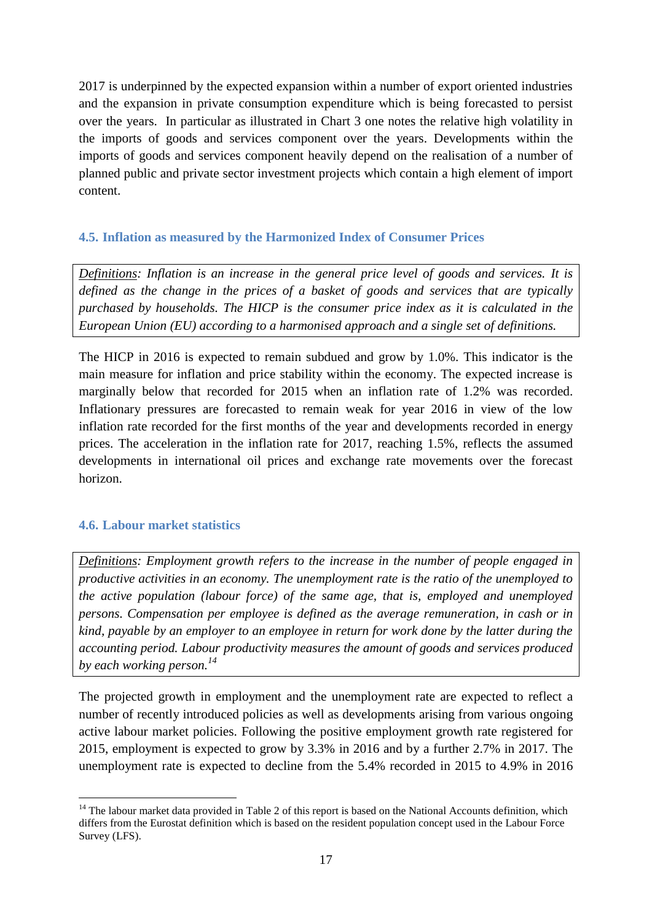2017 is underpinned by the expected expansion within a number of export oriented industries and the expansion in private consumption expenditure which is being forecasted to persist over the years. In particular as illustrated in Chart 3 one notes the relative high volatility in the imports of goods and services component over the years. Developments within the imports of goods and services component heavily depend on the realisation of a number of planned public and private sector investment projects which contain a high element of import content.

### 4.5. Inflation as measured by the Harmonized Index of Consumer Prices

*Definitions: Inflation is an increase in the general price level of goods and services. It is defined as the change in the prices of a basket of goods and services that are typically purchased by households. The HICP is the consumer price index as it is calculated in the European Union (EU) according to a harmonised approach and a single set of definitions.*

The HICP in 2016 is expected to remain subdued and grow by 1.0%. This indicator is the main measure for inflation and price stability within the economy. The expected increase is marginally below that recorded for 2015 when an inflation rate of 1.2% was recorded. Inflationary pressures are forecasted to remain weak for year 2016 in view of the low inflation rate recorded for the first months of the year and developments recorded in energy prices. The acceleration in the inflation rate for 2017, reaching 1.5%, reflects the assumed developments in international oil prices and exchange rate movements over the forecast horizon.

### 4.6. Labour market statistics

*Definitions: Employment growth refers to the increase in the number of people engaged in productive activities in an economy. The unemployment rate is the ratio of the unemployed to the active population (labour force) of the same age, that is, employed and unemployed persons. Compensation per employee is defined as the average remuneration, in cash or in kind, payable by an employer to an employee in return for work done by the latter during the accounting period. Labour productivity measures the amount of goods and services produced by each working person.*[14]

The projected growth in employment and the unemployment rate are expected to reflect a number of recently introduced policies as well as developments arising from various ongoing active labour market policies. Following the positive employment growth rate registered for 2015, employment is expected to grow by 3.3% in 2016 and by a further 2.7% in 2017. The unemployment rate is expected to decline from the 5.4% recorded in 2015 to 4.9% in 2016

[14] The labour market data provided in Table 2 of this report is based on the National Accounts definition, which differs from the Eurostat definition which is based on the resident population concept used in the Labour Force Survey (LFS).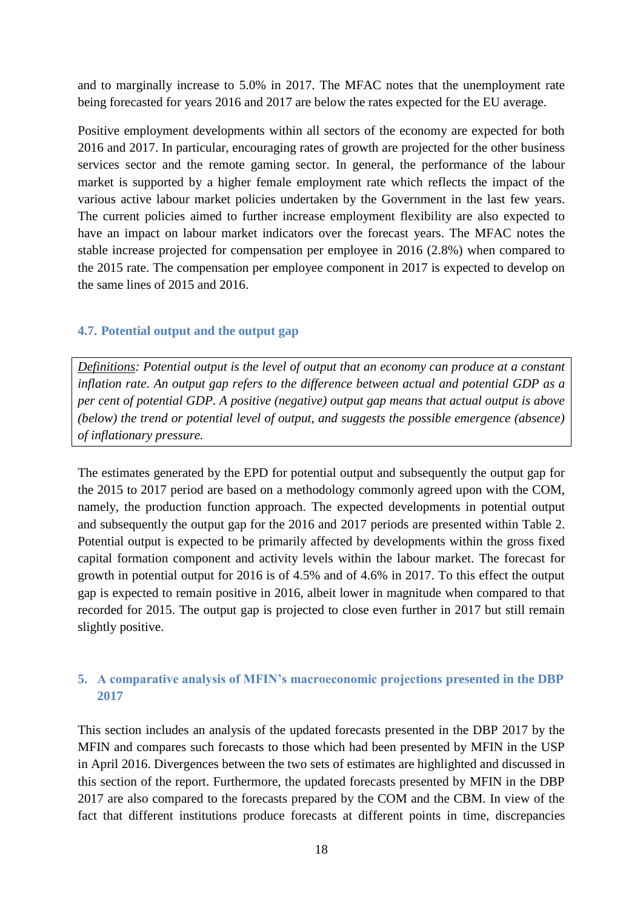and to marginally increase to 5.0% in 2017. The MFAC notes that the unemployment rate being forecasted for years 2016 and 2017 are below the rates expected for the EU average.

Positive employment developments within all sectors of the economy are expected for both 2016 and 2017. In particular, encouraging rates of growth are projected for the other business services sector and the remote gaming sector. In general, the performance of the labour market is supported by a higher female employment rate which reflects the impact of the various active labour market policies undertaken by the Government in the last few years. The current policies aimed to further increase employment flexibility are also expected to have an impact on labour market indicators over the forecast years. The MFAC notes the stable increase projected for compensation per employee in 2016 (2.8%) when compared to the 2015 rate. The compensation per employee component in 2017 is expected to develop on the same lines of 2015 and 2016.

### 4.7. Potential output and the output gap

> *Definitions: Potential output is the level of output that an economy can produce at a constant inflation rate. An output gap refers to the difference between actual and potential GDP as a per cent of potential GDP. A positive (negative) output gap means that actual output is above (below) the trend or potential level of output, and suggests the possible emergence (absence) of inflationary pressure.*

The estimates generated by the EPD for potential output and subsequently the output gap for the 2015 to 2017 period are based on a methodology commonly agreed upon with the COM, namely, the production function approach. The expected developments in potential output and subsequently the output gap for the 2016 and 2017 periods are presented within Table 2. Potential output is expected to be primarily affected by developments within the gross fixed capital formation component and activity levels within the labour market. The forecast for growth in potential output for 2016 is of 4.5% and of 4.6% in 2017. To this effect the output gap is expected to remain positive in 2016, albeit lower in magnitude when compared to that recorded for 2015. The output gap is projected to close even further in 2017 but still remain slightly positive.

## 5. A comparative analysis of MFIN's macroeconomic projections presented in the DBP 2017

This section includes an analysis of the updated forecasts presented in the DBP 2017 by the MFIN and compares such forecasts to those which had been presented by MFIN in the USP in April 2016. Divergences between the two sets of estimates are highlighted and discussed in this section of the report. Furthermore, the updated forecasts presented by MFIN in the DBP 2017 are also compared to the forecasts prepared by the COM and the CBM. In view of the fact that different institutions produce forecasts at different points in time, discrepancies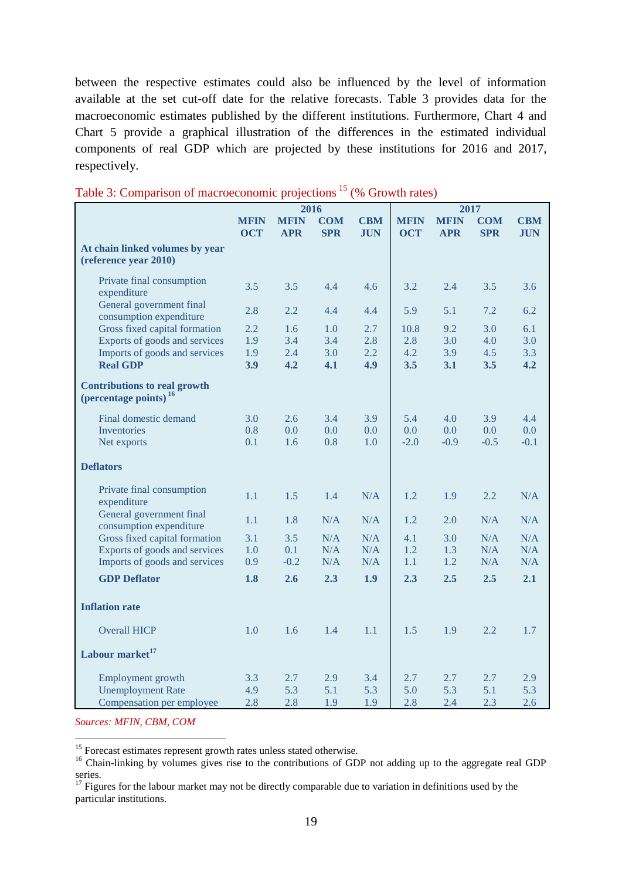between the respective estimates could also be influenced by the level of information available at the set cut-off date for the relative forecasts. Table 3 provides data for the macroeconomic estimates published by the different institutions. Furthermore, Chart 4 and Chart 5 provide a graphical illustration of the differences in the estimated individual components of real GDP which are projected by these institutions for 2016 and 2017, respectively.

Table 3: Comparison of macroeconomic projections [15] (% Growth rates)

| | 2016 | | | | 2017 | | | |
|---|---|---|---|---|---|---|---|---|
| | MFIN OCT | MFIN APR | COM SPR | CBM JUN | MFIN OCT | MFIN APR | COM SPR | CBM JUN |
| **At chain linked volumes by year (reference year 2010)** | | | | | | | | |
| Private final consumption expenditure | 3.5 | 3.5 | 4.4 | 4.6 | 3.2 | 2.4 | 3.5 | 3.6 |
| General government final consumption expenditure | 2.8 | 2.2 | 4.4 | 4.4 | 5.9 | 5.1 | 7.2 | 6.2 |
| Gross fixed capital formation | 2.2 | 1.6 | 1.0 | 2.7 | 10.8 | 9.2 | 3.0 | 6.1 |
| Exports of goods and services | 1.9 | 3.4 | 3.4 | 2.8 | 2.8 | 3.0 | 4.0 | 3.0 |
| Imports of goods and services | 1.9 | 2.4 | 3.0 | 2.2 | 4.2 | 3.9 | 4.5 | 3.3 |
| **Real GDP** | **3.9** | **4.2** | **4.1** | **4.9** | **3.5** | **3.1** | **3.5** | **4.2** |
| **Contributions to real growth (percentage points)** [16] | | | | | | | | |
| Final domestic demand | 3.0 | 2.6 | 3.4 | 3.9 | 5.4 | 4.0 | 3.9 | 4.4 |
| Inventories | 0.8 | 0.0 | 0.0 | 0.0 | 0.0 | 0.0 | 0.0 | 0.0 |
| Net exports | 0.1 | 1.6 | 0.8 | 1.0 | -2.0 | -0.9 | -0.5 | -0.1 |
| **Deflators** | | | | | | | | |
| Private final consumption expenditure | 1.1 | 1.5 | 1.4 | N/A | 1.2 | 1.9 | 2.2 | N/A |
| General government final consumption expenditure | 1.1 | 1.8 | N/A | N/A | 1.2 | 2.0 | N/A | N/A |
| Gross fixed capital formation | 3.1 | 3.5 | N/A | N/A | 4.1 | 3.0 | N/A | N/A |
| Exports of goods and services | 1.0 | 0.1 | N/A | N/A | 1.2 | 1.3 | N/A | N/A |
| Imports of goods and services | 0.9 | -0.2 | N/A | N/A | 1.1 | 1.2 | N/A | N/A |
| **GDP Deflator** | **1.8** | **2.6** | **2.3** | **1.9** | **2.3** | **2.5** | **2.5** | **2.1** |
| **Inflation rate** | | | | | | | | |
| Overall HICP | 1.0 | 1.6 | 1.4 | 1.1 | 1.5 | 1.9 | 2.2 | 1.7 |
| **Labour market** [17] | | | | | | | | |
| Employment growth | 3.3 | 2.7 | 2.9 | 3.4 | 2.7 | 2.7 | 2.7 | 2.9 |
| Unemployment Rate | 4.9 | 5.3 | 5.1 | 5.3 | 5.0 | 5.3 | 5.1 | 5.3 |
| Compensation per employee | 2.8 | 2.8 | 1.9 | 1.9 | 2.8 | 2.4 | 2.3 | 2.6 |

*Sources: MFIN, CBM, COM*

[15] Forecast estimates represent growth rates unless stated otherwise.

[16] Chain-linking by volumes gives rise to the contributions of GDP not adding up to the aggregate real GDP series.

[17] Figures for the labour market may not be directly comparable due to variation in definitions used by the particular institutions.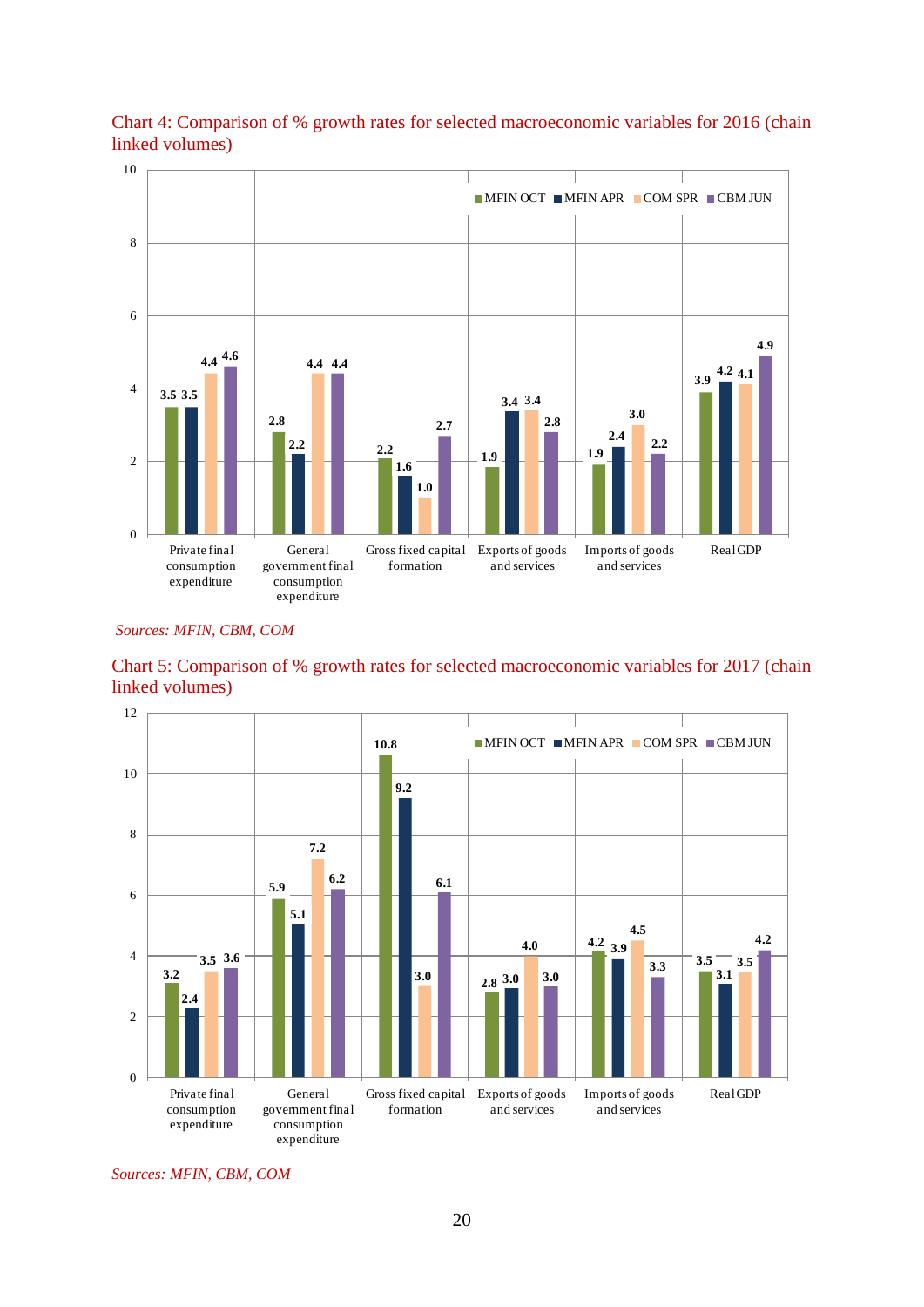Chart 4: Comparison of % growth rates for selected macroeconomic variables for 2016 (chain linked volumes)

| | MFIN OCT | MFIN APR | COM SPR | CBM JUN |
|---|---|---|---|---|
| Private final consumption expenditure | 3.5 | 3.5 | 4.4 | 4.6 |
| General government final consumption expenditure | 2.8 | 2.2 | 4.4 | 4.4 |
| Gross fixed capital formation | 2.2 | 1.6 | 1.0 | 2.7 |
| Exports of goods and services | 1.9 | 3.4 | 3.4 | 2.8 |
| Imports of goods and services | 1.9 | 2.4 | 3.0 | 2.2 |
| Real GDP | 3.9 | 4.2 | 4.1 | 4.9 |

*Sources: MFIN, CBM, COM*

Chart 5: Comparison of % growth rates for selected macroeconomic variables for 2017 (chain linked volumes)

| | MFIN OCT | MFIN APR | COM SPR | CBM JUN |
|---|---|---|---|---|
| Private final consumption expenditure | 3.2 | 2.4 | 3.5 | 3.6 |
| General government final consumption expenditure | 5.9 | 5.1 | 7.2 | 6.2 |
| Gross fixed capital formation | 10.8 | 9.2 | 3.0 | 6.1 |
| Exports of goods and services | 2.8 | 3.0 | 4.0 | 3.0 |
| Imports of goods and services | 4.2 | 3.9 | 4.5 | 3.3 |
| Real GDP | 3.5 | 3.1 | 3.5 | 4.2 |

*Sources: MFIN, CBM, COM*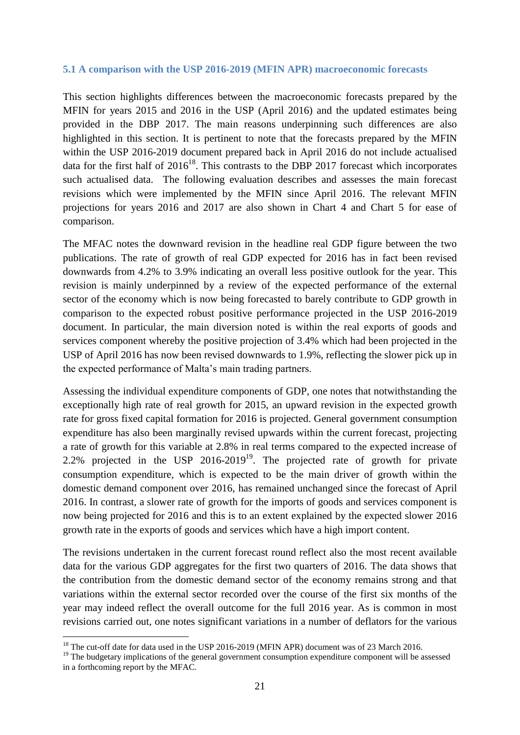### 5.1 A comparison with the USP 2016-2019 (MFIN APR) macroeconomic forecasts

This section highlights differences between the macroeconomic forecasts prepared by the MFIN for years 2015 and 2016 in the USP (April 2016) and the updated estimates being provided in the DBP 2017. The main reasons underpinning such differences are also highlighted in this section. It is pertinent to note that the forecasts prepared by the MFIN within the USP 2016-2019 document prepared back in April 2016 do not include actualised data for the first half of 2016[18]. This contrasts to the DBP 2017 forecast which incorporates such actualised data. The following evaluation describes and assesses the main forecast revisions which were implemented by the MFIN since April 2016. The relevant MFIN projections for years 2016 and 2017 are also shown in Chart 4 and Chart 5 for ease of comparison.

The MFAC notes the downward revision in the headline real GDP figure between the two publications. The rate of growth of real GDP expected for 2016 has in fact been revised downwards from 4.2% to 3.9% indicating an overall less positive outlook for the year. This revision is mainly underpinned by a review of the expected performance of the external sector of the economy which is now being forecasted to barely contribute to GDP growth in comparison to the expected robust positive performance projected in the USP 2016-2019 document. In particular, the main diversion noted is within the real exports of goods and services component whereby the positive projection of 3.4% which had been projected in the USP of April 2016 has now been revised downwards to 1.9%, reflecting the slower pick up in the expected performance of Malta's main trading partners.

Assessing the individual expenditure components of GDP, one notes that notwithstanding the exceptionally high rate of real growth for 2015, an upward revision in the expected growth rate for gross fixed capital formation for 2016 is projected. General government consumption expenditure has also been marginally revised upwards within the current forecast, projecting a rate of growth for this variable at 2.8% in real terms compared to the expected increase of 2.2% projected in the USP 2016-2019[19]. The projected rate of growth for private consumption expenditure, which is expected to be the main driver of growth within the domestic demand component over 2016, has remained unchanged since the forecast of April 2016. In contrast, a slower rate of growth for the imports of goods and services component is now being projected for 2016 and this is to an extent explained by the expected slower 2016 growth rate in the exports of goods and services which have a high import content.

The revisions undertaken in the current forecast round reflect also the most recent available data for the various GDP aggregates for the first two quarters of 2016. The data shows that the contribution from the domestic demand sector of the economy remains strong and that variations within the external sector recorded over the course of the first six months of the year may indeed reflect the overall outcome for the full 2016 year. As is common in most revisions carried out, one notes significant variations in a number of deflators for the various

---

[18] The cut-off date for data used in the USP 2016-2019 (MFIN APR) document was of 23 March 2016.

[19] The budgetary implications of the general government consumption expenditure component will be assessed in a forthcoming report by the MFAC.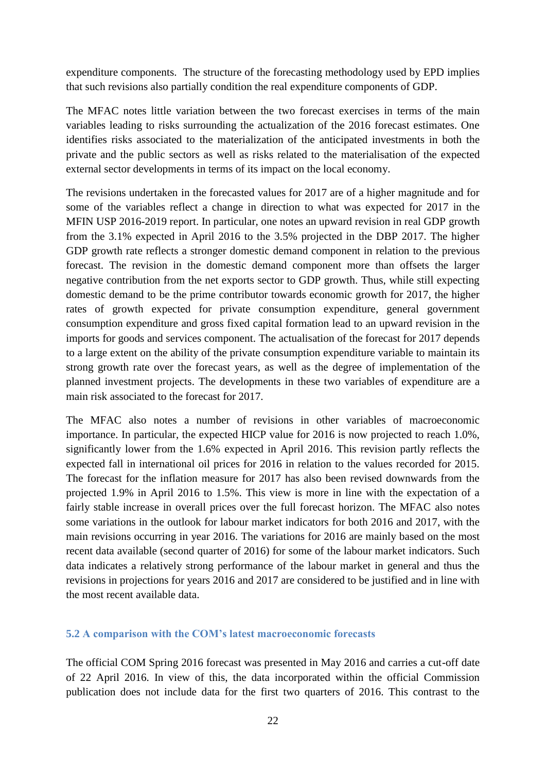expenditure components. The structure of the forecasting methodology used by EPD implies that such revisions also partially condition the real expenditure components of GDP.

The MFAC notes little variation between the two forecast exercises in terms of the main variables leading to risks surrounding the actualization of the 2016 forecast estimates. One identifies risks associated to the materialization of the anticipated investments in both the private and the public sectors as well as risks related to the materialisation of the expected external sector developments in terms of its impact on the local economy.

The revisions undertaken in the forecasted values for 2017 are of a higher magnitude and for some of the variables reflect a change in direction to what was expected for 2017 in the MFIN USP 2016-2019 report. In particular, one notes an upward revision in real GDP growth from the 3.1% expected in April 2016 to the 3.5% projected in the DBP 2017. The higher GDP growth rate reflects a stronger domestic demand component in relation to the previous forecast. The revision in the domestic demand component more than offsets the larger negative contribution from the net exports sector to GDP growth. Thus, while still expecting domestic demand to be the prime contributor towards economic growth for 2017, the higher rates of growth expected for private consumption expenditure, general government consumption expenditure and gross fixed capital formation lead to an upward revision in the imports for goods and services component. The actualisation of the forecast for 2017 depends to a large extent on the ability of the private consumption expenditure variable to maintain its strong growth rate over the forecast years, as well as the degree of implementation of the planned investment projects. The developments in these two variables of expenditure are a main risk associated to the forecast for 2017.

The MFAC also notes a number of revisions in other variables of macroeconomic importance. In particular, the expected HICP value for 2016 is now projected to reach 1.0%, significantly lower from the 1.6% expected in April 2016. This revision partly reflects the expected fall in international oil prices for 2016 in relation to the values recorded for 2015. The forecast for the inflation measure for 2017 has also been revised downwards from the projected 1.9% in April 2016 to 1.5%. This view is more in line with the expectation of a fairly stable increase in overall prices over the full forecast horizon. The MFAC also notes some variations in the outlook for labour market indicators for both 2016 and 2017, with the main revisions occurring in year 2016. The variations for 2016 are mainly based on the most recent data available (second quarter of 2016) for some of the labour market indicators. Such data indicates a relatively strong performance of the labour market in general and thus the revisions in projections for years 2016 and 2017 are considered to be justified and in line with the most recent available data.

### 5.2 A comparison with the COM's latest macroeconomic forecasts

The official COM Spring 2016 forecast was presented in May 2016 and carries a cut-off date of 22 April 2016. In view of this, the data incorporated within the official Commission publication does not include data for the first two quarters of 2016. This contrast to the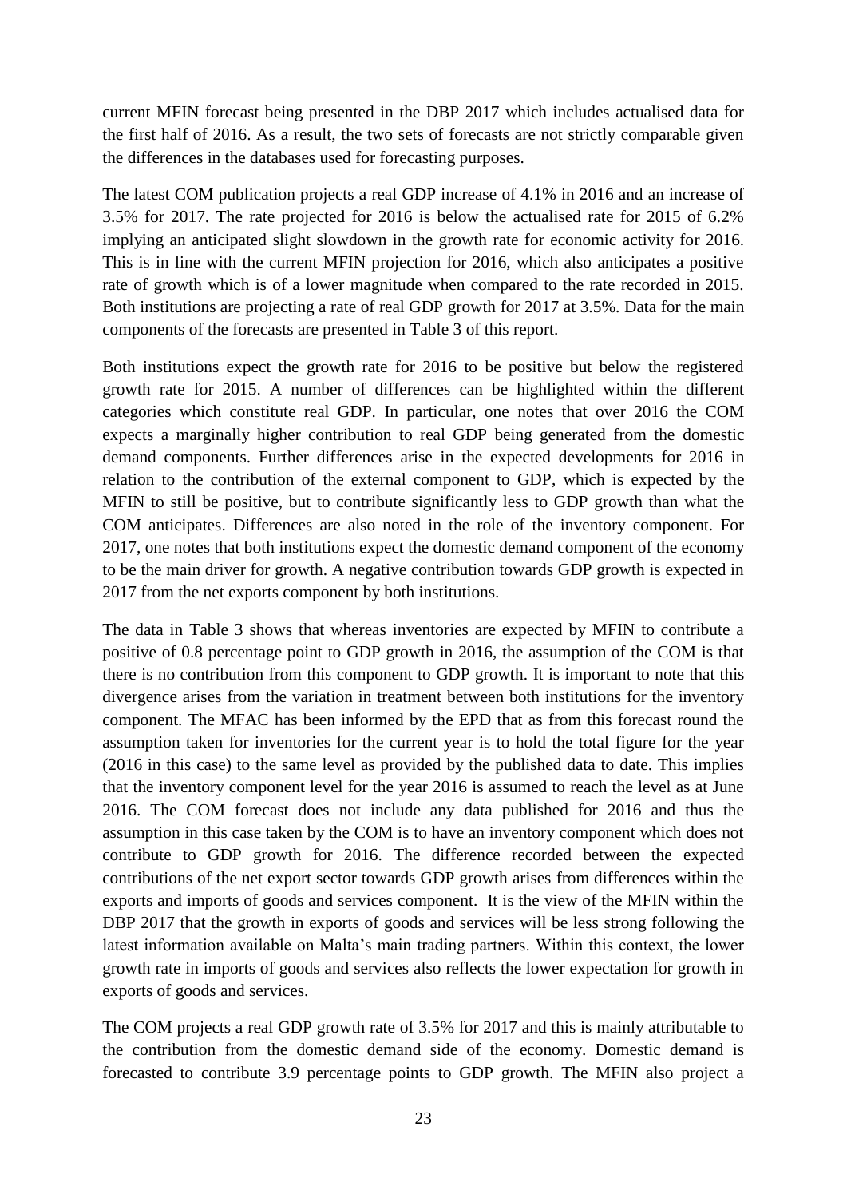current MFIN forecast being presented in the DBP 2017 which includes actualised data for the first half of 2016. As a result, the two sets of forecasts are not strictly comparable given the differences in the databases used for forecasting purposes.

The latest COM publication projects a real GDP increase of 4.1% in 2016 and an increase of 3.5% for 2017. The rate projected for 2016 is below the actualised rate for 2015 of 6.2% implying an anticipated slight slowdown in the growth rate for economic activity for 2016. This is in line with the current MFIN projection for 2016, which also anticipates a positive rate of growth which is of a lower magnitude when compared to the rate recorded in 2015. Both institutions are projecting a rate of real GDP growth for 2017 at 3.5%. Data for the main components of the forecasts are presented in Table 3 of this report.

Both institutions expect the growth rate for 2016 to be positive but below the registered growth rate for 2015. A number of differences can be highlighted within the different categories which constitute real GDP. In particular, one notes that over 2016 the COM expects a marginally higher contribution to real GDP being generated from the domestic demand components. Further differences arise in the expected developments for 2016 in relation to the contribution of the external component to GDP, which is expected by the MFIN to still be positive, but to contribute significantly less to GDP growth than what the COM anticipates. Differences are also noted in the role of the inventory component. For 2017, one notes that both institutions expect the domestic demand component of the economy to be the main driver for growth. A negative contribution towards GDP growth is expected in 2017 from the net exports component by both institutions.

The data in Table 3 shows that whereas inventories are expected by MFIN to contribute a positive of 0.8 percentage point to GDP growth in 2016, the assumption of the COM is that there is no contribution from this component to GDP growth. It is important to note that this divergence arises from the variation in treatment between both institutions for the inventory component. The MFAC has been informed by the EPD that as from this forecast round the assumption taken for inventories for the current year is to hold the total figure for the year (2016 in this case) to the same level as provided by the published data to date. This implies that the inventory component level for the year 2016 is assumed to reach the level as at June 2016. The COM forecast does not include any data published for 2016 and thus the assumption in this case taken by the COM is to have an inventory component which does not contribute to GDP growth for 2016. The difference recorded between the expected contributions of the net export sector towards GDP growth arises from differences within the exports and imports of goods and services component. It is the view of the MFIN within the DBP 2017 that the growth in exports of goods and services will be less strong following the latest information available on Malta's main trading partners. Within this context, the lower growth rate in imports of goods and services also reflects the lower expectation for growth in exports of goods and services.

The COM projects a real GDP growth rate of 3.5% for 2017 and this is mainly attributable to the contribution from the domestic demand side of the economy. Domestic demand is forecasted to contribute 3.9 percentage points to GDP growth. The MFIN also project a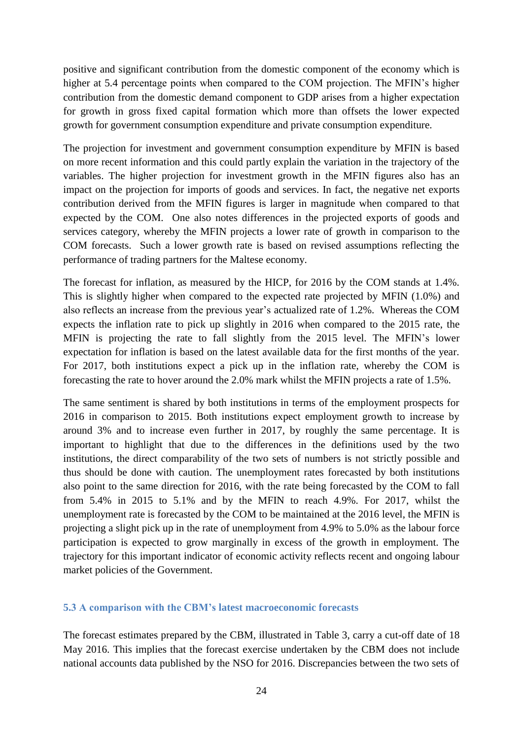positive and significant contribution from the domestic component of the economy which is higher at 5.4 percentage points when compared to the COM projection. The MFIN's higher contribution from the domestic demand component to GDP arises from a higher expectation for growth in gross fixed capital formation which more than offsets the lower expected growth for government consumption expenditure and private consumption expenditure.

The projection for investment and government consumption expenditure by MFIN is based on more recent information and this could partly explain the variation in the trajectory of the variables. The higher projection for investment growth in the MFIN figures also has an impact on the projection for imports of goods and services. In fact, the negative net exports contribution derived from the MFIN figures is larger in magnitude when compared to that expected by the COM. One also notes differences in the projected exports of goods and services category, whereby the MFIN projects a lower rate of growth in comparison to the COM forecasts. Such a lower growth rate is based on revised assumptions reflecting the performance of trading partners for the Maltese economy.

The forecast for inflation, as measured by the HICP, for 2016 by the COM stands at 1.4%. This is slightly higher when compared to the expected rate projected by MFIN (1.0%) and also reflects an increase from the previous year's actualized rate of 1.2%. Whereas the COM expects the inflation rate to pick up slightly in 2016 when compared to the 2015 rate, the MFIN is projecting the rate to fall slightly from the 2015 level. The MFIN's lower expectation for inflation is based on the latest available data for the first months of the year. For 2017, both institutions expect a pick up in the inflation rate, whereby the COM is forecasting the rate to hover around the 2.0% mark whilst the MFIN projects a rate of 1.5%.

The same sentiment is shared by both institutions in terms of the employment prospects for 2016 in comparison to 2015. Both institutions expect employment growth to increase by around 3% and to increase even further in 2017, by roughly the same percentage. It is important to highlight that due to the differences in the definitions used by the two institutions, the direct comparability of the two sets of numbers is not strictly possible and thus should be done with caution. The unemployment rates forecasted by both institutions also point to the same direction for 2016, with the rate being forecasted by the COM to fall from 5.4% in 2015 to 5.1% and by the MFIN to reach 4.9%. For 2017, whilst the unemployment rate is forecasted by the COM to be maintained at the 2016 level, the MFIN is projecting a slight pick up in the rate of unemployment from 4.9% to 5.0% as the labour force participation is expected to grow marginally in excess of the growth in employment. The trajectory for this important indicator of economic activity reflects recent and ongoing labour market policies of the Government.

### 5.3 A comparison with the CBM's latest macroeconomic forecasts

The forecast estimates prepared by the CBM, illustrated in Table 3, carry a cut-off date of 18 May 2016. This implies that the forecast exercise undertaken by the CBM does not include national accounts data published by the NSO for 2016. Discrepancies between the two sets of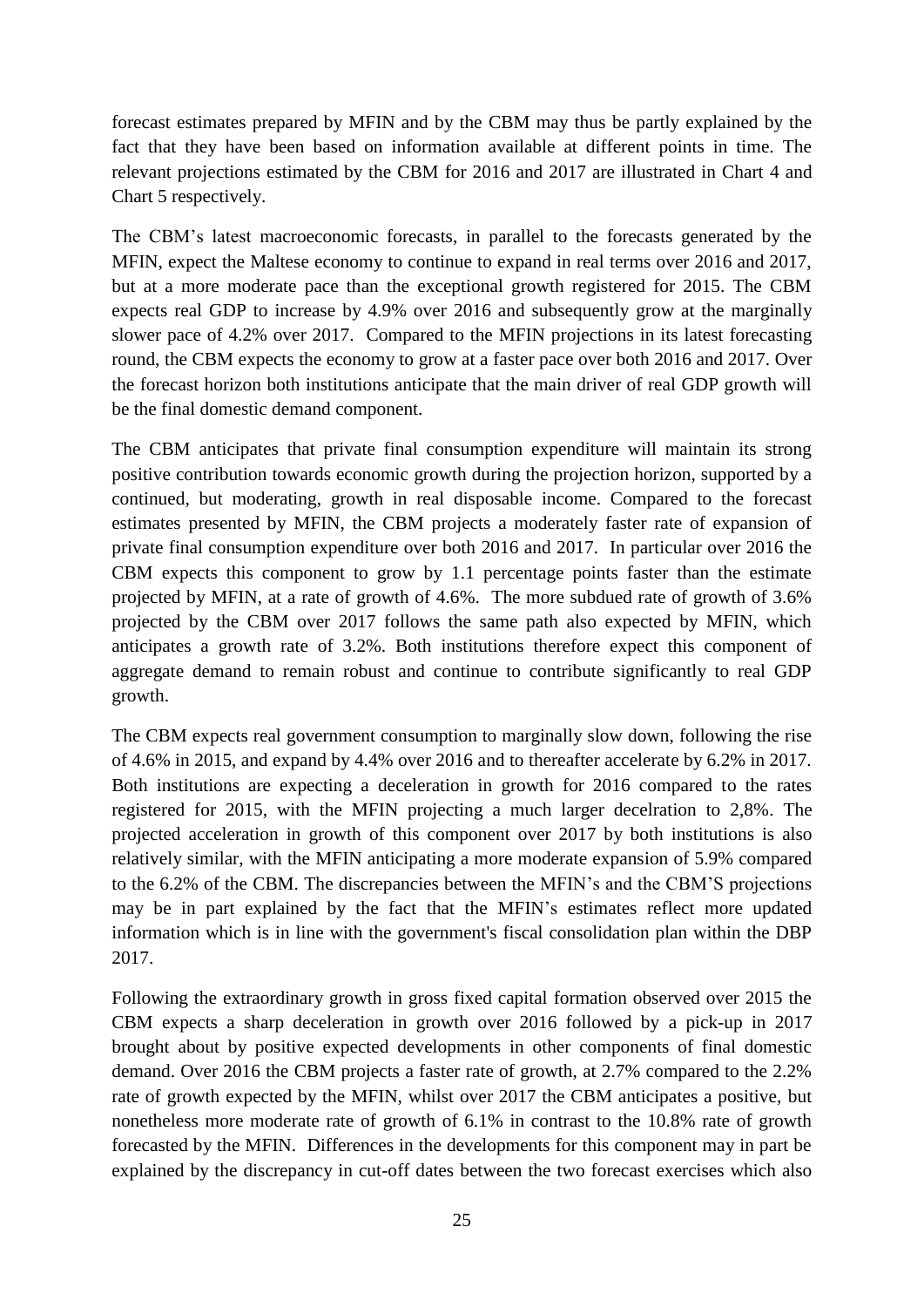forecast estimates prepared by MFIN and by the CBM may thus be partly explained by the fact that they have been based on information available at different points in time. The relevant projections estimated by the CBM for 2016 and 2017 are illustrated in Chart 4 and Chart 5 respectively.

The CBM's latest macroeconomic forecasts, in parallel to the forecasts generated by the MFIN, expect the Maltese economy to continue to expand in real terms over 2016 and 2017, but at a more moderate pace than the exceptional growth registered for 2015. The CBM expects real GDP to increase by 4.9% over 2016 and subsequently grow at the marginally slower pace of 4.2% over 2017. Compared to the MFIN projections in its latest forecasting round, the CBM expects the economy to grow at a faster pace over both 2016 and 2017. Over the forecast horizon both institutions anticipate that the main driver of real GDP growth will be the final domestic demand component.

The CBM anticipates that private final consumption expenditure will maintain its strong positive contribution towards economic growth during the projection horizon, supported by a continued, but moderating, growth in real disposable income. Compared to the forecast estimates presented by MFIN, the CBM projects a moderately faster rate of expansion of private final consumption expenditure over both 2016 and 2017. In particular over 2016 the CBM expects this component to grow by 1.1 percentage points faster than the estimate projected by MFIN, at a rate of growth of 4.6%. The more subdued rate of growth of 3.6% projected by the CBM over 2017 follows the same path also expected by MFIN, which anticipates a growth rate of 3.2%. Both institutions therefore expect this component of aggregate demand to remain robust and continue to contribute significantly to real GDP growth.

The CBM expects real government consumption to marginally slow down, following the rise of 4.6% in 2015, and expand by 4.4% over 2016 and to thereafter accelerate by 6.2% in 2017. Both institutions are expecting a deceleration in growth for 2016 compared to the rates registered for 2015, with the MFIN projecting a much larger decelration to 2,8%. The projected acceleration in growth of this component over 2017 by both institutions is also relatively similar, with the MFIN anticipating a more moderate expansion of 5.9% compared to the 6.2% of the CBM. The discrepancies between the MFIN's and the CBM'S projections may be in part explained by the fact that the MFIN's estimates reflect more updated information which is in line with the government's fiscal consolidation plan within the DBP 2017.

Following the extraordinary growth in gross fixed capital formation observed over 2015 the CBM expects a sharp deceleration in growth over 2016 followed by a pick-up in 2017 brought about by positive expected developments in other components of final domestic demand. Over 2016 the CBM projects a faster rate of growth, at 2.7% compared to the 2.2% rate of growth expected by the MFIN, whilst over 2017 the CBM anticipates a positive, but nonetheless more moderate rate of growth of 6.1% in contrast to the 10.8% rate of growth forecasted by the MFIN. Differences in the developments for this component may in part be explained by the discrepancy in cut-off dates between the two forecast exercises which also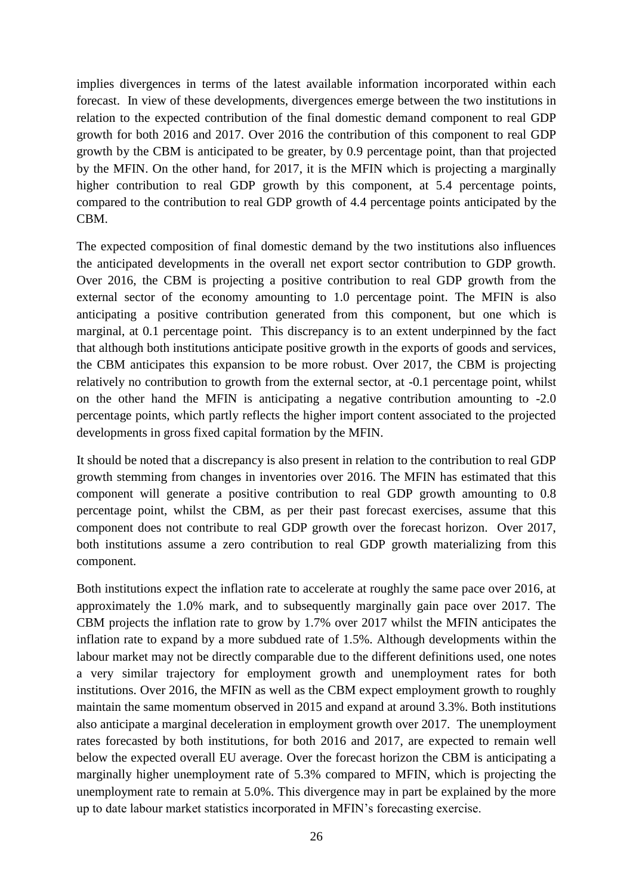implies divergences in terms of the latest available information incorporated within each forecast. In view of these developments, divergences emerge between the two institutions in relation to the expected contribution of the final domestic demand component to real GDP growth for both 2016 and 2017. Over 2016 the contribution of this component to real GDP growth by the CBM is anticipated to be greater, by 0.9 percentage point, than that projected by the MFIN. On the other hand, for 2017, it is the MFIN which is projecting a marginally higher contribution to real GDP growth by this component, at 5.4 percentage points, compared to the contribution to real GDP growth of 4.4 percentage points anticipated by the CBM.

The expected composition of final domestic demand by the two institutions also influences the anticipated developments in the overall net export sector contribution to GDP growth. Over 2016, the CBM is projecting a positive contribution to real GDP growth from the external sector of the economy amounting to 1.0 percentage point. The MFIN is also anticipating a positive contribution generated from this component, but one which is marginal, at 0.1 percentage point. This discrepancy is to an extent underpinned by the fact that although both institutions anticipate positive growth in the exports of goods and services, the CBM anticipates this expansion to be more robust. Over 2017, the CBM is projecting relatively no contribution to growth from the external sector, at -0.1 percentage point, whilst on the other hand the MFIN is anticipating a negative contribution amounting to -2.0 percentage points, which partly reflects the higher import content associated to the projected developments in gross fixed capital formation by the MFIN.

It should be noted that a discrepancy is also present in relation to the contribution to real GDP growth stemming from changes in inventories over 2016. The MFIN has estimated that this component will generate a positive contribution to real GDP growth amounting to 0.8 percentage point, whilst the CBM, as per their past forecast exercises, assume that this component does not contribute to real GDP growth over the forecast horizon. Over 2017, both institutions assume a zero contribution to real GDP growth materializing from this component.

Both institutions expect the inflation rate to accelerate at roughly the same pace over 2016, at approximately the 1.0% mark, and to subsequently marginally gain pace over 2017. The CBM projects the inflation rate to grow by 1.7% over 2017 whilst the MFIN anticipates the inflation rate to expand by a more subdued rate of 1.5%. Although developments within the labour market may not be directly comparable due to the different definitions used, one notes a very similar trajectory for employment growth and unemployment rates for both institutions. Over 2016, the MFIN as well as the CBM expect employment growth to roughly maintain the same momentum observed in 2015 and expand at around 3.3%. Both institutions also anticipate a marginal deceleration in employment growth over 2017. The unemployment rates forecasted by both institutions, for both 2016 and 2017, are expected to remain well below the expected overall EU average. Over the forecast horizon the CBM is anticipating a marginally higher unemployment rate of 5.3% compared to MFIN, which is projecting the unemployment rate to remain at 5.0%. This divergence may in part be explained by the more up to date labour market statistics incorporated in MFIN's forecasting exercise.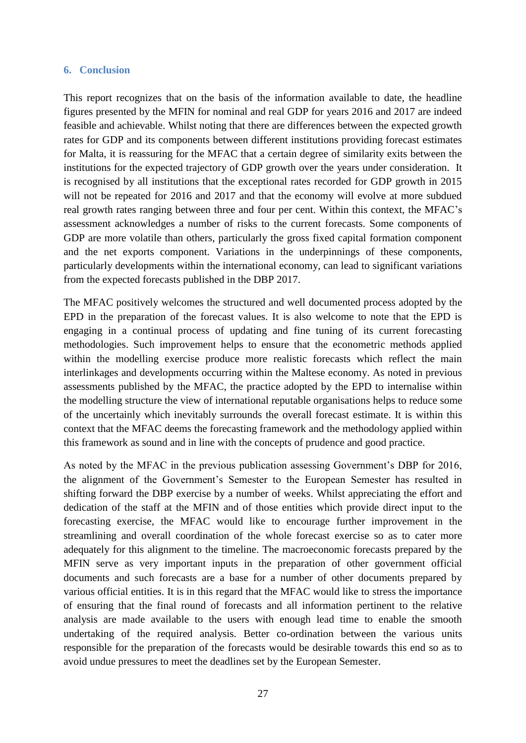## 6. Conclusion

This report recognizes that on the basis of the information available to date, the headline figures presented by the MFIN for nominal and real GDP for years 2016 and 2017 are indeed feasible and achievable. Whilst noting that there are differences between the expected growth rates for GDP and its components between different institutions providing forecast estimates for Malta, it is reassuring for the MFAC that a certain degree of similarity exits between the institutions for the expected trajectory of GDP growth over the years under consideration. It is recognised by all institutions that the exceptional rates recorded for GDP growth in 2015 will not be repeated for 2016 and 2017 and that the economy will evolve at more subdued real growth rates ranging between three and four per cent. Within this context, the MFAC's assessment acknowledges a number of risks to the current forecasts. Some components of GDP are more volatile than others, particularly the gross fixed capital formation component and the net exports component. Variations in the underpinnings of these components, particularly developments within the international economy, can lead to significant variations from the expected forecasts published in the DBP 2017.

The MFAC positively welcomes the structured and well documented process adopted by the EPD in the preparation of the forecast values. It is also welcome to note that the EPD is engaging in a continual process of updating and fine tuning of its current forecasting methodologies. Such improvement helps to ensure that the econometric methods applied within the modelling exercise produce more realistic forecasts which reflect the main interlinkages and developments occurring within the Maltese economy. As noted in previous assessments published by the MFAC, the practice adopted by the EPD to internalise within the modelling structure the view of international reputable organisations helps to reduce some of the uncertainly which inevitably surrounds the overall forecast estimate. It is within this context that the MFAC deems the forecasting framework and the methodology applied within this framework as sound and in line with the concepts of prudence and good practice.

As noted by the MFAC in the previous publication assessing Government's DBP for 2016, the alignment of the Government's Semester to the European Semester has resulted in shifting forward the DBP exercise by a number of weeks. Whilst appreciating the effort and dedication of the staff at the MFIN and of those entities which provide direct input to the forecasting exercise, the MFAC would like to encourage further improvement in the streamlining and overall coordination of the whole forecast exercise so as to cater more adequately for this alignment to the timeline. The macroeconomic forecasts prepared by the MFIN serve as very important inputs in the preparation of other government official documents and such forecasts are a base for a number of other documents prepared by various official entities. It is in this regard that the MFAC would like to stress the importance of ensuring that the final round of forecasts and all information pertinent to the relative analysis are made available to the users with enough lead time to enable the smooth undertaking of the required analysis. Better co-ordination between the various units responsible for the preparation of the forecasts would be desirable towards this end so as to avoid undue pressures to meet the deadlines set by the European Semester.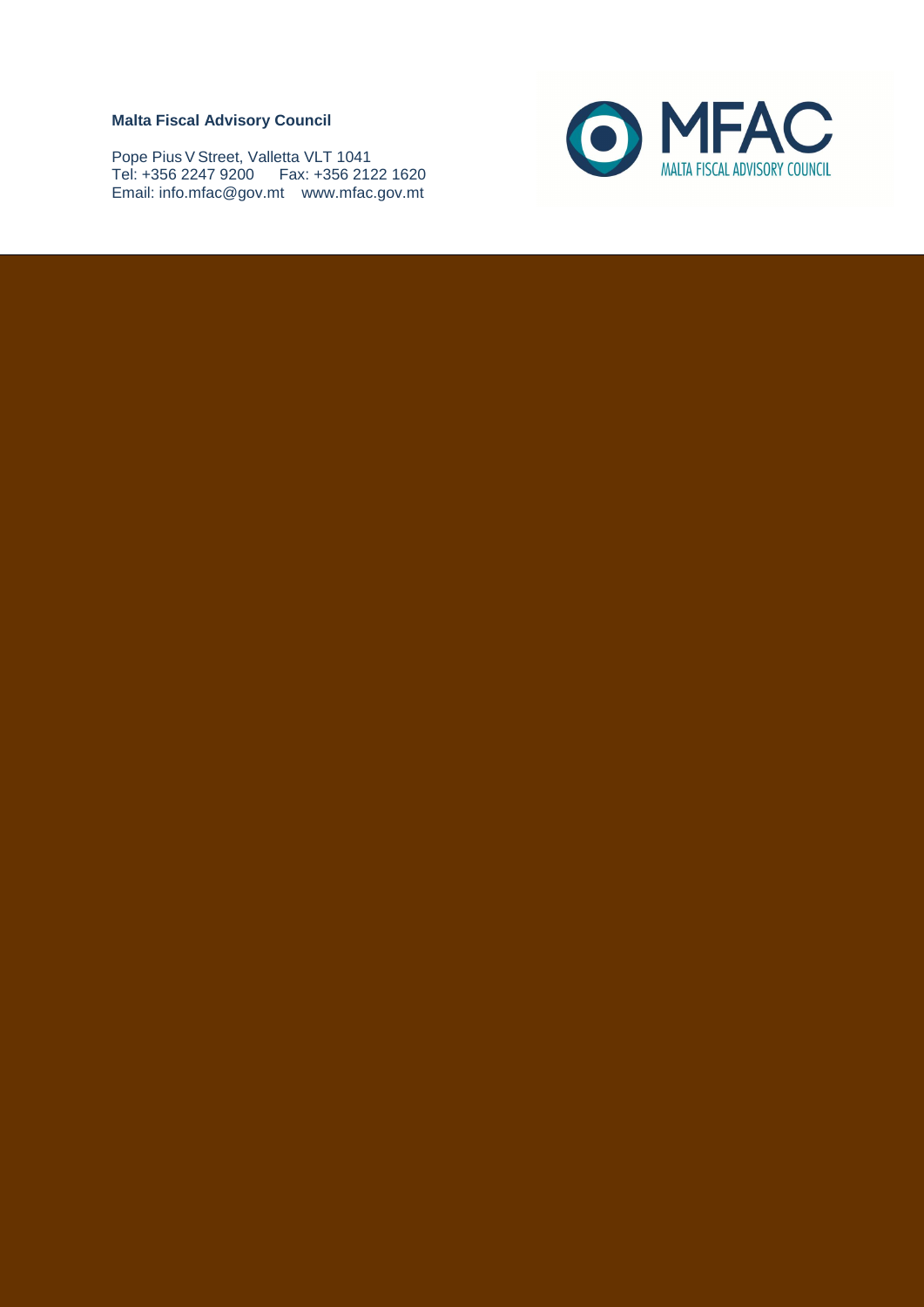**Malta Fiscal Advisory Council**

Pope Pius V Street, Valletta VLT 1041
Tel: +356 2247 9200  Fax: +356 2122 1620
Email: info.mfac@gov.mt  www.mfac.gov.mt

MFAC
MALTA FISCAL ADVISORY COUNCIL